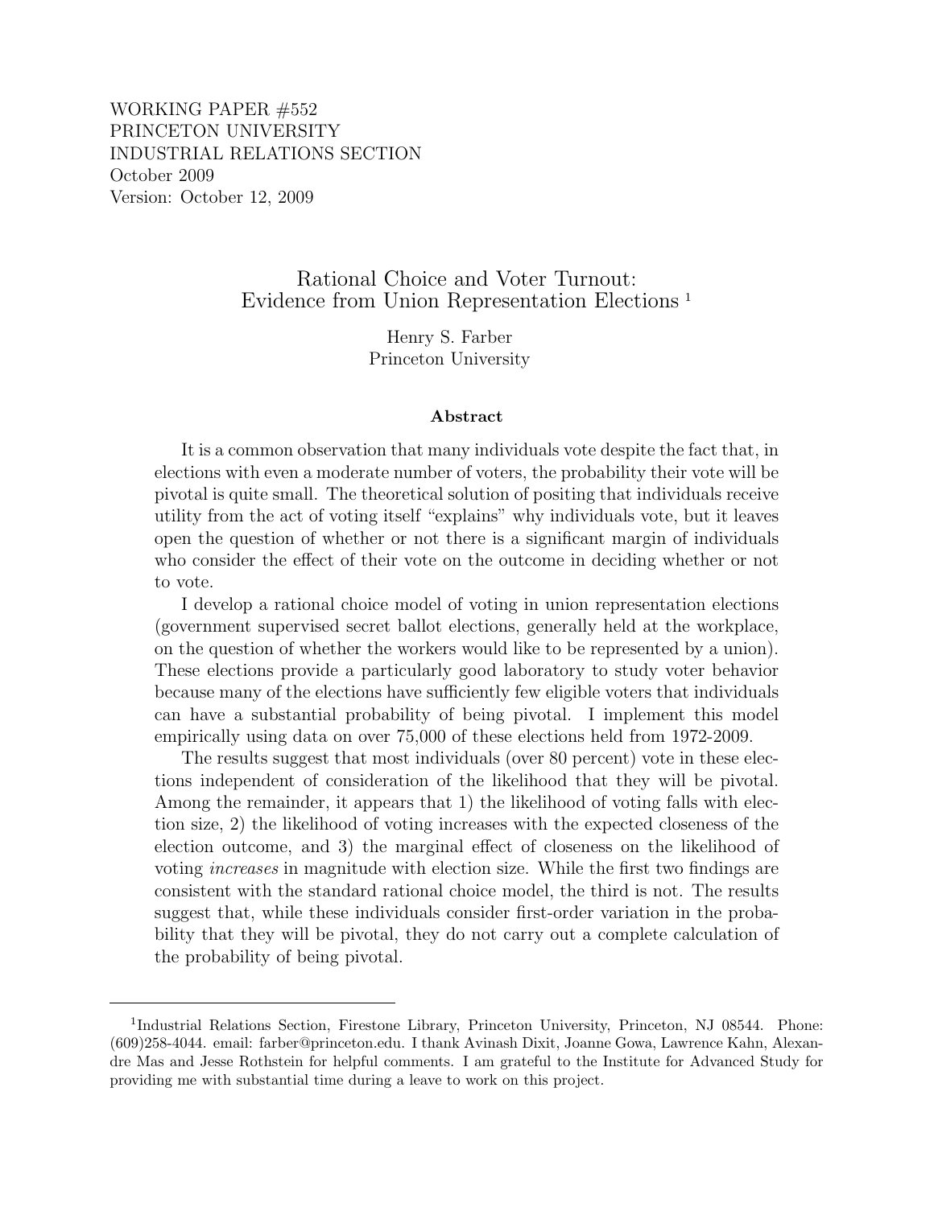WORKING PAPER #552
PRINCETON UNIVERSITY
INDUSTRIAL RELATIONS SECTION
October 2009
Version: October 12, 2009

# Rational Choice and Voter Turnout: Evidence from Union Representation Elections [1]

Henry S. Farber
Princeton University

### Abstract

It is a common observation that many individuals vote despite the fact that, in elections with even a moderate number of voters, the probability their vote will be pivotal is quite small. The theoretical solution of positing that individuals receive utility from the act of voting itself "explains" why individuals vote, but it leaves open the question of whether or not there is a significant margin of individuals who consider the effect of their vote on the outcome in deciding whether or not to vote.

I develop a rational choice model of voting in union representation elections (government supervised secret ballot elections, generally held at the workplace, on the question of whether the workers would like to be represented by a union). These elections provide a particularly good laboratory to study voter behavior because many of the elections have sufficiently few eligible voters that individuals can have a substantial probability of being pivotal. I implement this model empirically using data on over 75,000 of these elections held from 1972-2009.

The results suggest that most individuals (over 80 percent) vote in these elections independent of consideration of the likelihood that they will be pivotal. Among the remainder, it appears that 1) the likelihood of voting falls with election size, 2) the likelihood of voting increases with the expected closeness of the election outcome, and 3) the marginal effect of closeness on the likelihood of voting *increases* in magnitude with election size. While the first two findings are consistent with the standard rational choice model, the third is not. The results suggest that, while these individuals consider first-order variation in the probability that they will be pivotal, they do not carry out a complete calculation of the probability of being pivotal.

---

[1] Industrial Relations Section, Firestone Library, Princeton University, Princeton, NJ 08544. Phone: (609)258-4044. email: farber@princeton.edu. I thank Avinash Dixit, Joanne Gowa, Lawrence Kahn, Alexandre Mas and Jesse Rothstein for helpful comments. I am grateful to the Institute for Advanced Study for providing me with substantial time during a leave to work on this project.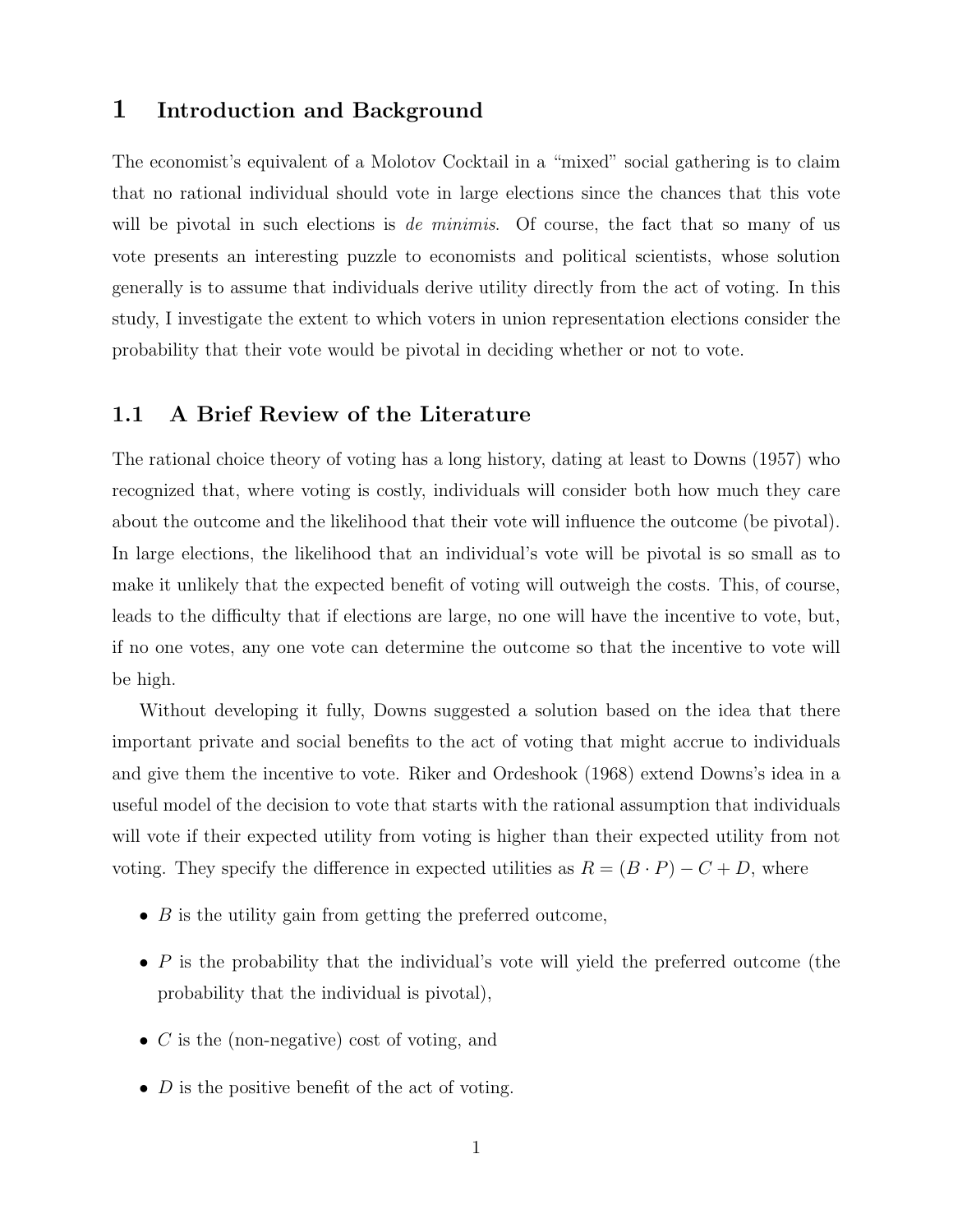# 1 Introduction and Background

The economist's equivalent of a Molotov Cocktail in a "mixed" social gathering is to claim that no rational individual should vote in large elections since the chances that this vote will be pivotal in such elections is *de minimis*. Of course, the fact that so many of us vote presents an interesting puzzle to economists and political scientists, whose solution generally is to assume that individuals derive utility directly from the act of voting. In this study, I investigate the extent to which voters in union representation elections consider the probability that their vote would be pivotal in deciding whether or not to vote.

## 1.1 A Brief Review of the Literature

The rational choice theory of voting has a long history, dating at least to Downs (1957) who recognized that, where voting is costly, individuals will consider both how much they care about the outcome and the likelihood that their vote will influence the outcome (be pivotal). In large elections, the likelihood that an individual's vote will be pivotal is so small as to make it unlikely that the expected benefit of voting will outweigh the costs. This, of course, leads to the difficulty that if elections are large, no one will have the incentive to vote, but, if no one votes, any one vote can determine the outcome so that the incentive to vote will be high.

Without developing it fully, Downs suggested a solution based on the idea that there important private and social benefits to the act of voting that might accrue to individuals and give them the incentive to vote. Riker and Ordeshook (1968) extend Downs's idea in a useful model of the decision to vote that starts with the rational assumption that individuals will vote if their expected utility from voting is higher than their expected utility from not voting. They specify the difference in expected utilities as $R = (B \cdot P) - C + D$, where

- $B$ is the utility gain from getting the preferred outcome,
- $P$ is the probability that the individual's vote will yield the preferred outcome (the probability that the individual is pivotal),
- $C$ is the (non-negative) cost of voting, and
- $D$ is the positive benefit of the act of voting.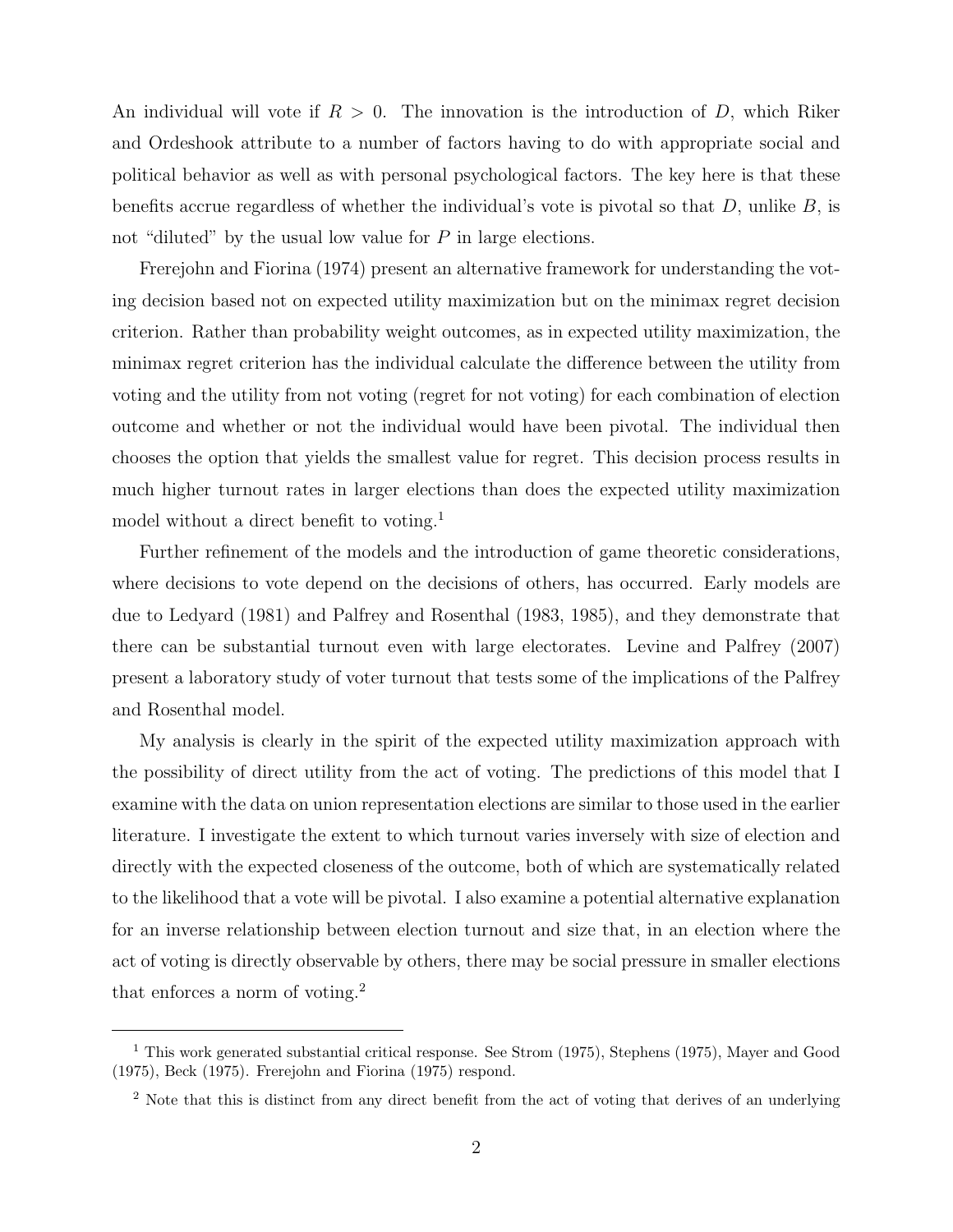An individual will vote if $R > 0$. The innovation is the introduction of $D$, which Riker and Ordeshook attribute to a number of factors having to do with appropriate social and political behavior as well as with personal psychological factors. The key here is that these benefits accrue regardless of whether the individual's vote is pivotal so that $D$, unlike $B$, is not "diluted" by the usual low value for $P$ in large elections.

Frerejohn and Fiorina (1974) present an alternative framework for understanding the voting decision based not on expected utility maximization but on the minimax regret decision criterion. Rather than probability weight outcomes, as in expected utility maximization, the minimax regret criterion has the individual calculate the difference between the utility from voting and the utility from not voting (regret for not voting) for each combination of election outcome and whether or not the individual would have been pivotal. The individual then chooses the option that yields the smallest value for regret. This decision process results in much higher turnout rates in larger elections than does the expected utility maximization model without a direct benefit to voting.[1]

Further refinement of the models and the introduction of game theoretic considerations, where decisions to vote depend on the decisions of others, has occurred. Early models are due to Ledyard (1981) and Palfrey and Rosenthal (1983, 1985), and they demonstrate that there can be substantial turnout even with large electorates. Levine and Palfrey (2007) present a laboratory study of voter turnout that tests some of the implications of the Palfrey and Rosenthal model.

My analysis is clearly in the spirit of the expected utility maximization approach with the possibility of direct utility from the act of voting. The predictions of this model that I examine with the data on union representation elections are similar to those used in the earlier literature. I investigate the extent to which turnout varies inversely with size of election and directly with the expected closeness of the outcome, both of which are systematically related to the likelihood that a vote will be pivotal. I also examine a potential alternative explanation for an inverse relationship between election turnout and size that, in an election where the act of voting is directly observable by others, there may be social pressure in smaller elections that enforces a norm of voting.[2]

[1] This work generated substantial critical response. See Strom (1975), Stephens (1975), Mayer and Good (1975), Beck (1975). Frerejohn and Fiorina (1975) respond.

[2] Note that this is distinct from any direct benefit from the act of voting that derives of an underlying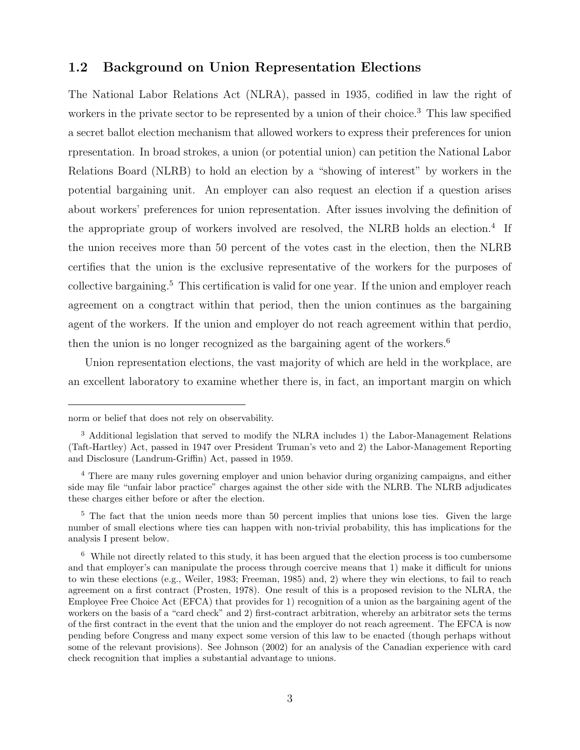## 1.2 Background on Union Representation Elections

The National Labor Relations Act (NLRA), passed in 1935, codified in law the right of workers in the private sector to be represented by a union of their choice.[3] This law specified a secret ballot election mechanism that allowed workers to express their preferences for union rpresentation. In broad strokes, a union (or potential union) can petition the National Labor Relations Board (NLRB) to hold an election by a "showing of interest" by workers in the potential bargaining unit. An employer can also request an election if a question arises about workers' preferences for union representation. After issues involving the definition of the appropriate group of workers involved are resolved, the NLRB holds an election.[4] If the union receives more than 50 percent of the votes cast in the election, then the NLRB certifies that the union is the exclusive representative of the workers for the purposes of collective bargaining.[5] This certification is valid for one year. If the union and employer reach agreement on a congtract within that period, then the union continues as the bargaining agent of the workers. If the union and employer do not reach agreement within that perdio, then the union is no longer recognized as the bargaining agent of the workers.[6]

Union representation elections, the vast majority of which are held in the workplace, are an excellent laboratory to examine whether there is, in fact, an important margin on which

norm or belief that does not rely on observability.

[3] Additional legislation that served to modify the NLRA includes 1) the Labor-Management Relations (Taft-Hartley) Act, passed in 1947 over President Truman's veto and 2) the Labor-Management Reporting and Disclosure (Landrum-Griffin) Act, passed in 1959.

[4] There are many rules governing employer and union behavior during organizing campaigns, and either side may file "unfair labor practice" charges against the other side with the NLRB. The NLRB adjudicates these charges either before or after the election.

[5] The fact that the union needs more than 50 percent implies that unions lose ties. Given the large number of small elections where ties can happen with non-trivial probability, this has implications for the analysis I present below.

[6] While not directly related to this study, it has been argued that the election process is too cumbersome and that employer's can manipulate the process through coercive means that 1) make it difficult for unions to win these elections (e.g., Weiler, 1983; Freeman, 1985) and, 2) where they win elections, to fail to reach agreement on a first contract (Prosten, 1978). One result of this is a proposed revision to the NLRA, the Employee Free Choice Act (EFCA) that provides for 1) recognition of a union as the bargaining agent of the workers on the basis of a "card check" and 2) first-contract arbitration, whereby an arbitrator sets the terms of the first contract in the event that the union and the employer do not reach agreement. The EFCA is now pending before Congress and many expect some version of this law to be enacted (though perhaps without some of the relevant provisions). See Johnson (2002) for an analysis of the Canadian experience with card check recognition that implies a substantial advantage to unions.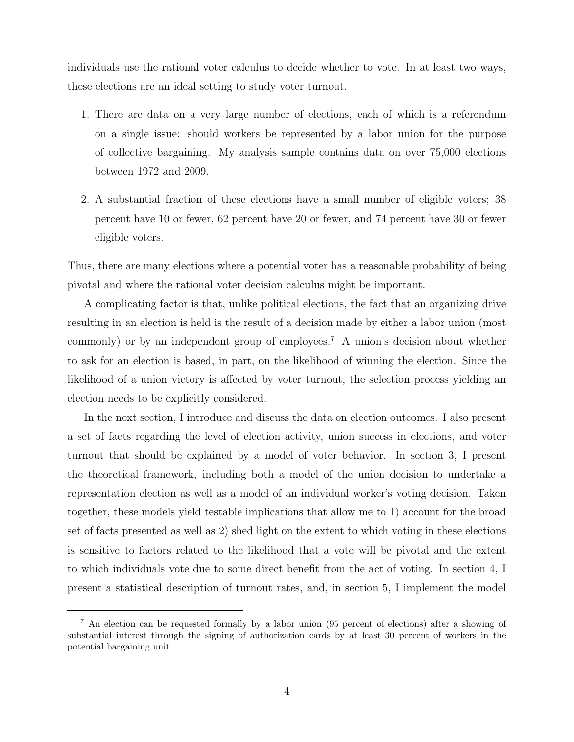individuals use the rational voter calculus to decide whether to vote. In at least two ways, these elections are an ideal setting to study voter turnout.

1. There are data on a very large number of elections, each of which is a referendum on a single issue: should workers be represented by a labor union for the purpose of collective bargaining. My analysis sample contains data on over 75,000 elections between 1972 and 2009.

2. A substantial fraction of these elections have a small number of eligible voters; 38 percent have 10 or fewer, 62 percent have 20 or fewer, and 74 percent have 30 or fewer eligible voters.

Thus, there are many elections where a potential voter has a reasonable probability of being pivotal and where the rational voter decision calculus might be important.

A complicating factor is that, unlike political elections, the fact that an organizing drive resulting in an election is held is the result of a decision made by either a labor union (most commonly) or by an independent group of employees.[7] A union's decision about whether to ask for an election is based, in part, on the likelihood of winning the election. Since the likelihood of a union victory is affected by voter turnout, the selection process yielding an election needs to be explicitly considered.

In the next section, I introduce and discuss the data on election outcomes. I also present a set of facts regarding the level of election activity, union success in elections, and voter turnout that should be explained by a model of voter behavior. In section 3, I present the theoretical framework, including both a model of the union decision to undertake a representation election as well as a model of an individual worker's voting decision. Taken together, these models yield testable implications that allow me to 1) account for the broad set of facts presented as well as 2) shed light on the extent to which voting in these elections is sensitive to factors related to the likelihood that a vote will be pivotal and the extent to which individuals vote due to some direct benefit from the act of voting. In section 4, I present a statistical description of turnout rates, and, in section 5, I implement the model

[7] An election can be requested formally by a labor union (95 percent of elections) after a showing of substantial interest through the signing of authorization cards by at least 30 percent of workers in the potential bargaining unit.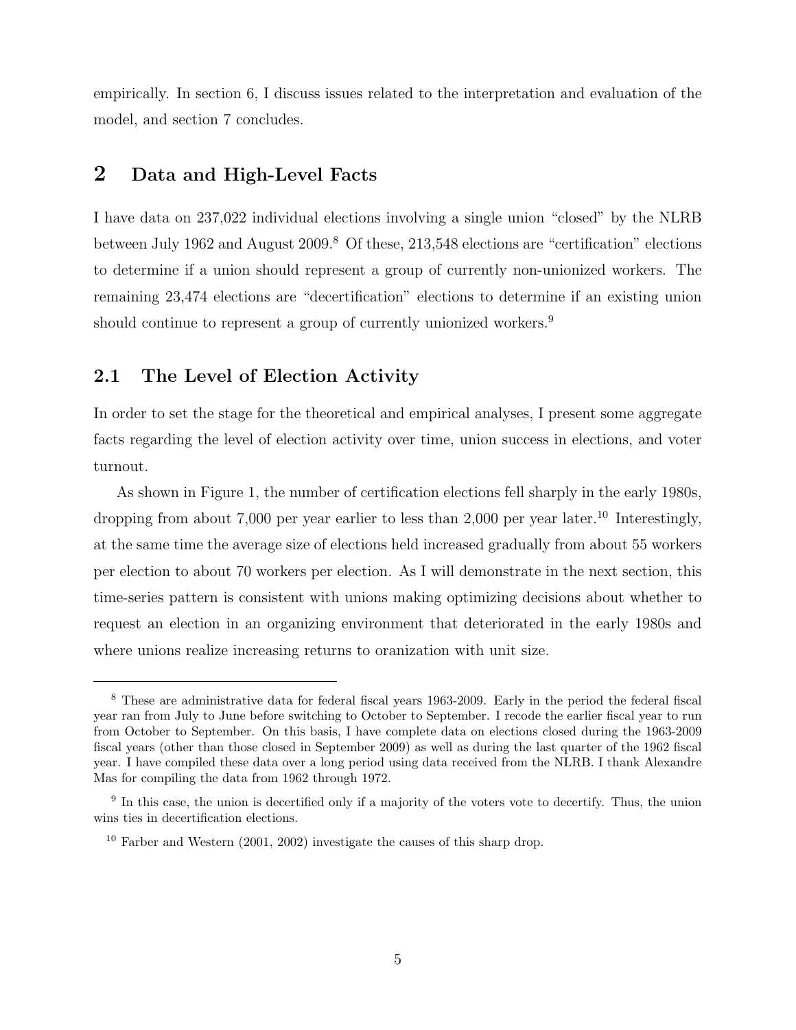empirically. In section 6, I discuss issues related to the interpretation and evaluation of the model, and section 7 concludes.

## 2 Data and High-Level Facts

I have data on 237,022 individual elections involving a single union "closed" by the NLRB between July 1962 and August 2009.[8] Of these, 213,548 elections are "certification" elections to determine if a union should represent a group of currently non-unionized workers. The remaining 23,474 elections are "decertification" elections to determine if an existing union should continue to represent a group of currently unionized workers.[9]

### 2.1 The Level of Election Activity

In order to set the stage for the theoretical and empirical analyses, I present some aggregate facts regarding the level of election activity over time, union success in elections, and voter turnout.

As shown in Figure 1, the number of certification elections fell sharply in the early 1980s, dropping from about 7,000 per year earlier to less than 2,000 per year later.[10] Interestingly, at the same time the average size of elections held increased gradually from about 55 workers per election to about 70 workers per election. As I will demonstrate in the next section, this time-series pattern is consistent with unions making optimizing decisions about whether to request an election in an organizing environment that deteriorated in the early 1980s and where unions realize increasing returns to oranization with unit size.

[8] These are administrative data for federal fiscal years 1963-2009. Early in the period the federal fiscal year ran from July to June before switching to October to September. I recode the earlier fiscal year to run from October to September. On this basis, I have complete data on elections closed during the 1963-2009 fiscal years (other than those closed in September 2009) as well as during the last quarter of the 1962 fiscal year. I have compiled these data over a long period using data received from the NLRB. I thank Alexandre Mas for compiling the data from 1962 through 1972.

[9] In this case, the union is decertified only if a majority of the voters vote to decertify. Thus, the union wins ties in decertification elections.

[10] Farber and Western (2001, 2002) investigate the causes of this sharp drop.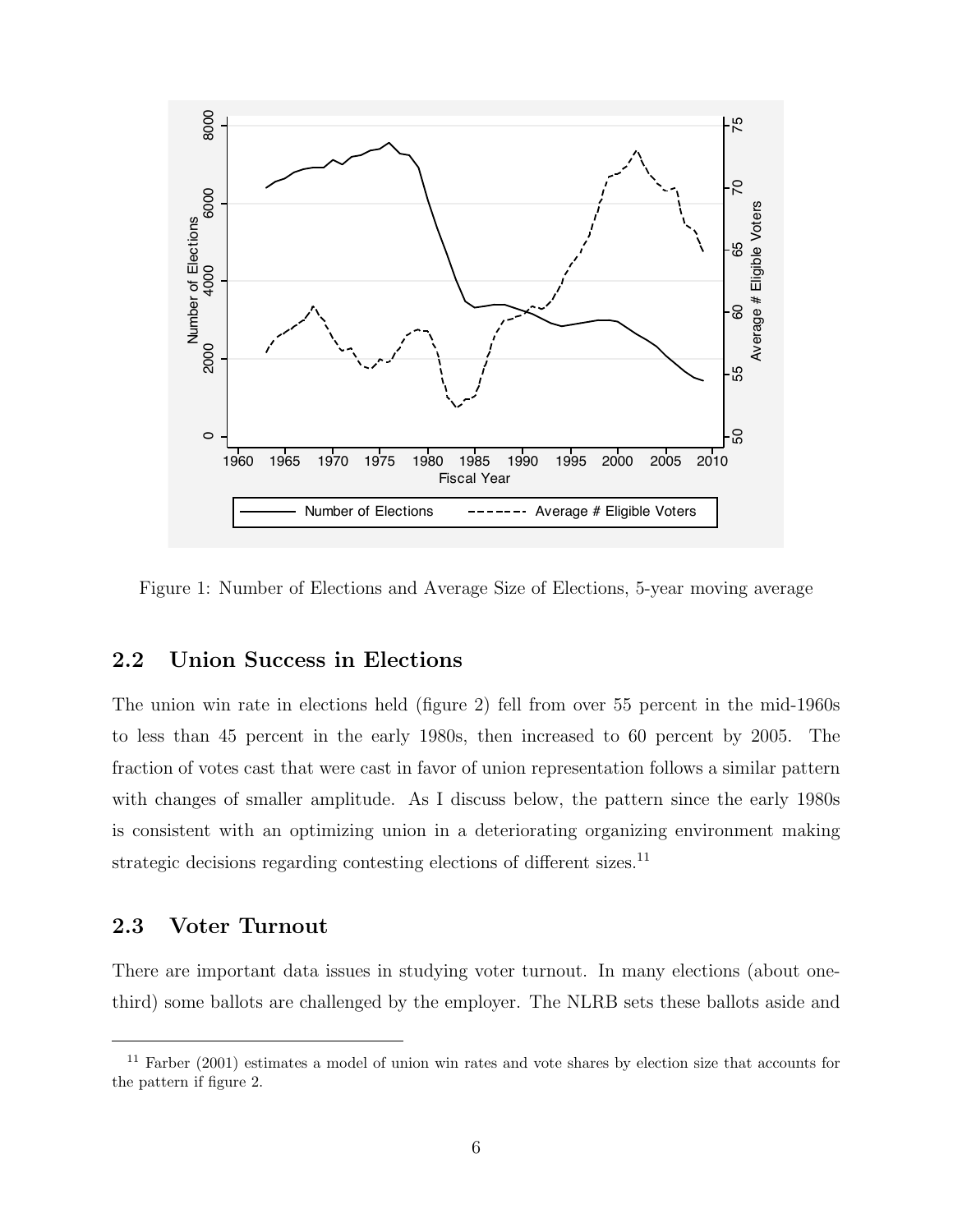Figure 1: Number of Elections and Average Size of Elections, 5-year moving average

## 2.2 Union Success in Elections

The union win rate in elections held (figure 2) fell from over 55 percent in the mid-1960s to less than 45 percent in the early 1980s, then increased to 60 percent by 2005. The fraction of votes cast that were cast in favor of union representation follows a similar pattern with changes of smaller amplitude. As I discuss below, the pattern since the early 1980s is consistent with an optimizing union in a deteriorating organizing environment making strategic decisions regarding contesting elections of different sizes.[11]

## 2.3 Voter Turnout

There are important data issues in studying voter turnout. In many elections (about one-third) some ballots are challenged by the employer. The NLRB sets these ballots aside and

[11] Farber (2001) estimates a model of union win rates and vote shares by election size that accounts for the pattern if figure 2.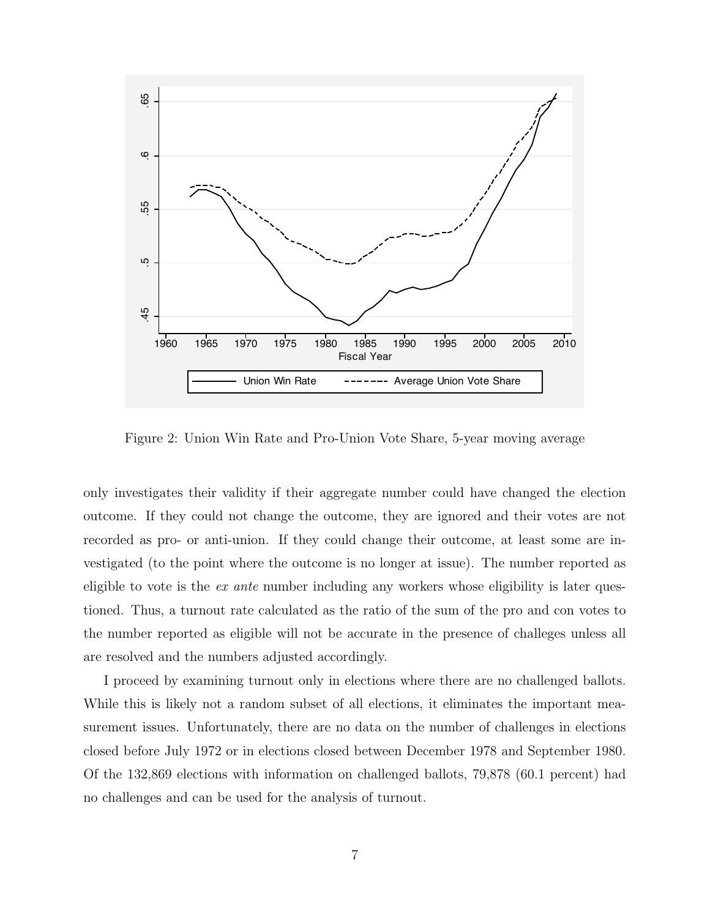Figure 2: Union Win Rate and Pro-Union Vote Share, 5-year moving average

only investigates their validity if their aggregate number could have changed the election outcome. If they could not change the outcome, they are ignored and their votes are not recorded as pro- or anti-union. If they could change their outcome, at least some are investigated (to the point where the outcome is no longer at issue). The number reported as eligible to vote is the *ex ante* number including any workers whose eligibility is later questioned. Thus, a turnout rate calculated as the ratio of the sum of the pro and con votes to the number reported as eligible will not be accurate in the presence of challeges unless all are resolved and the numbers adjusted accordingly.

I proceed by examining turnout only in elections where there are no challenged ballots. While this is likely not a random subset of all elections, it eliminates the important measurement issues. Unfortunately, there are no data on the number of challenges in elections closed before July 1972 or in elections closed between December 1978 and September 1980. Of the 132,869 elections with information on challenged ballots, 79,878 (60.1 percent) had no challenges and can be used for the analysis of turnout.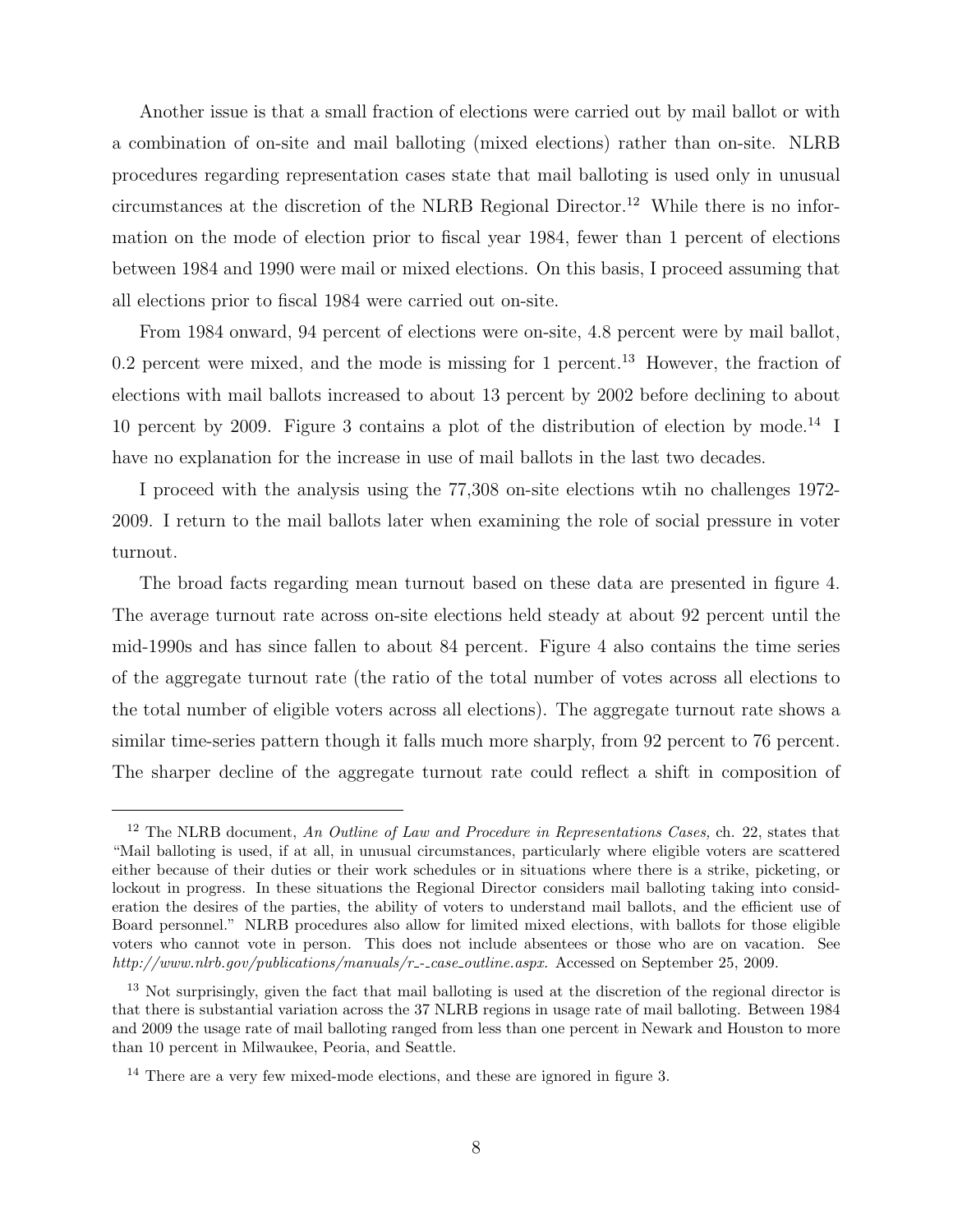Another issue is that a small fraction of elections were carried out by mail ballot or with a combination of on-site and mail balloting (mixed elections) rather than on-site. NLRB procedures regarding representation cases state that mail balloting is used only in unusual circumstances at the discretion of the NLRB Regional Director.[12] While there is no information on the mode of election prior to fiscal year 1984, fewer than 1 percent of elections between 1984 and 1990 were mail or mixed elections. On this basis, I proceed assuming that all elections prior to fiscal 1984 were carried out on-site.

From 1984 onward, 94 percent of elections were on-site, 4.8 percent were by mail ballot, 0.2 percent were mixed, and the mode is missing for 1 percent.[13] However, the fraction of elections with mail ballots increased to about 13 percent by 2002 before declining to about 10 percent by 2009. Figure 3 contains a plot of the distribution of election by mode.[14] I have no explanation for the increase in use of mail ballots in the last two decades.

I proceed with the analysis using the 77,308 on-site elections wtih no challenges 1972-2009. I return to the mail ballots later when examining the role of social pressure in voter turnout.

The broad facts regarding mean turnout based on these data are presented in figure 4. The average turnout rate across on-site elections held steady at about 92 percent until the mid-1990s and has since fallen to about 84 percent. Figure 4 also contains the time series of the aggregate turnout rate (the ratio of the total number of votes across all elections to the total number of eligible voters across all elections). The aggregate turnout rate shows a similar time-series pattern though it falls much more sharply, from 92 percent to 76 percent. The sharper decline of the aggregate turnout rate could reflect a shift in composition of

---

[12] The NLRB document, *An Outline of Law and Procedure in Representations Cases,* ch. 22, states that "Mail balloting is used, if at all, in unusual circumstances, particularly where eligible voters are scattered either because of their duties or their work schedules or in situations where there is a strike, picketing, or lockout in progress. In these situations the Regional Director considers mail balloting taking into consideration the desires of the parties, the ability of voters to understand mail ballots, and the efficient use of Board personnel." NLRB procedures also allow for limited mixed elections, with ballots for those eligible voters who cannot vote in person. This does not include absentees or those who are on vacation. See *http://www.nlrb.gov/publications/manuals/r_-_case_outline.aspx*. Accessed on September 25, 2009.

[13] Not surprisingly, given the fact that mail balloting is used at the discretion of the regional director is that there is substantial variation across the 37 NLRB regions in usage rate of mail balloting. Between 1984 and 2009 the usage rate of mail balloting ranged from less than one percent in Newark and Houston to more than 10 percent in Milwaukee, Peoria, and Seattle.

[14] There are a very few mixed-mode elections, and these are ignored in figure 3.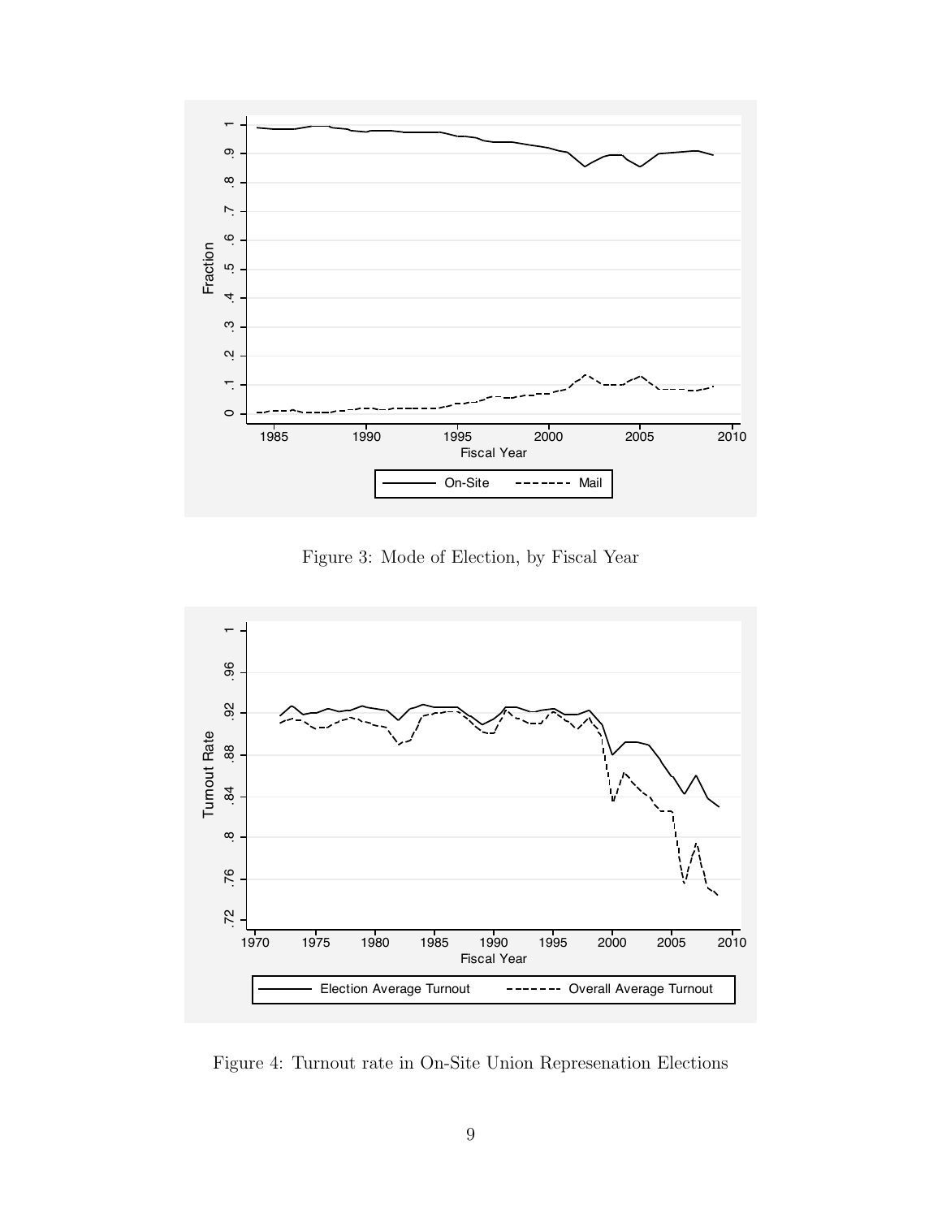Figure 3: Mode of Election, by Fiscal Year

Figure 4: Turnout rate in On-Site Union Represenation Elections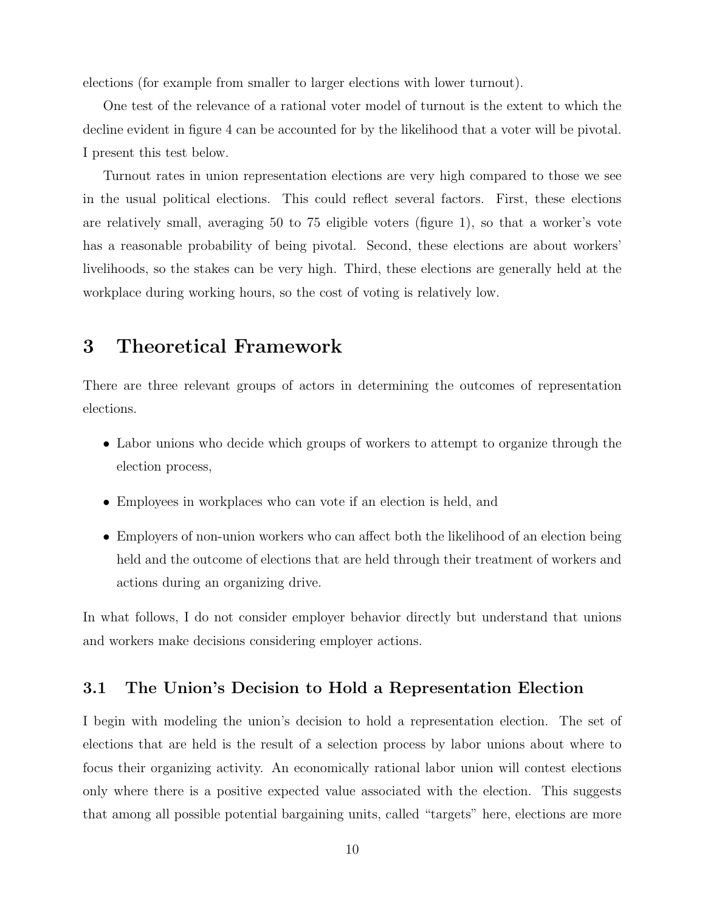elections (for example from smaller to larger elections with lower turnout).

One test of the relevance of a rational voter model of turnout is the extent to which the decline evident in figure 4 can be accounted for by the likelihood that a voter will be pivotal. I present this test below.

Turnout rates in union representation elections are very high compared to those we see in the usual political elections. This could reflect several factors. First, these elections are relatively small, averaging 50 to 75 eligible voters (figure 1), so that a worker's vote has a reasonable probability of being pivotal. Second, these elections are about workers' livelihoods, so the stakes can be very high. Third, these elections are generally held at the workplace during working hours, so the cost of voting is relatively low.

# 3 Theoretical Framework

There are three relevant groups of actors in determining the outcomes of representation elections.

- Labor unions who decide which groups of workers to attempt to organize through the election process,
- Employees in workplaces who can vote if an election is held, and
- Employers of non-union workers who can affect both the likelihood of an election being held and the outcome of elections that are held through their treatment of workers and actions during an organizing drive.

In what follows, I do not consider employer behavior directly but understand that unions and workers make decisions considering employer actions.

## 3.1 The Union's Decision to Hold a Representation Election

I begin with modeling the union's decision to hold a representation election. The set of elections that are held is the result of a selection process by labor unions about where to focus their organizing activity. An economically rational labor union will contest elections only where there is a positive expected value associated with the election. This suggests that among all possible potential bargaining units, called "targets" here, elections are more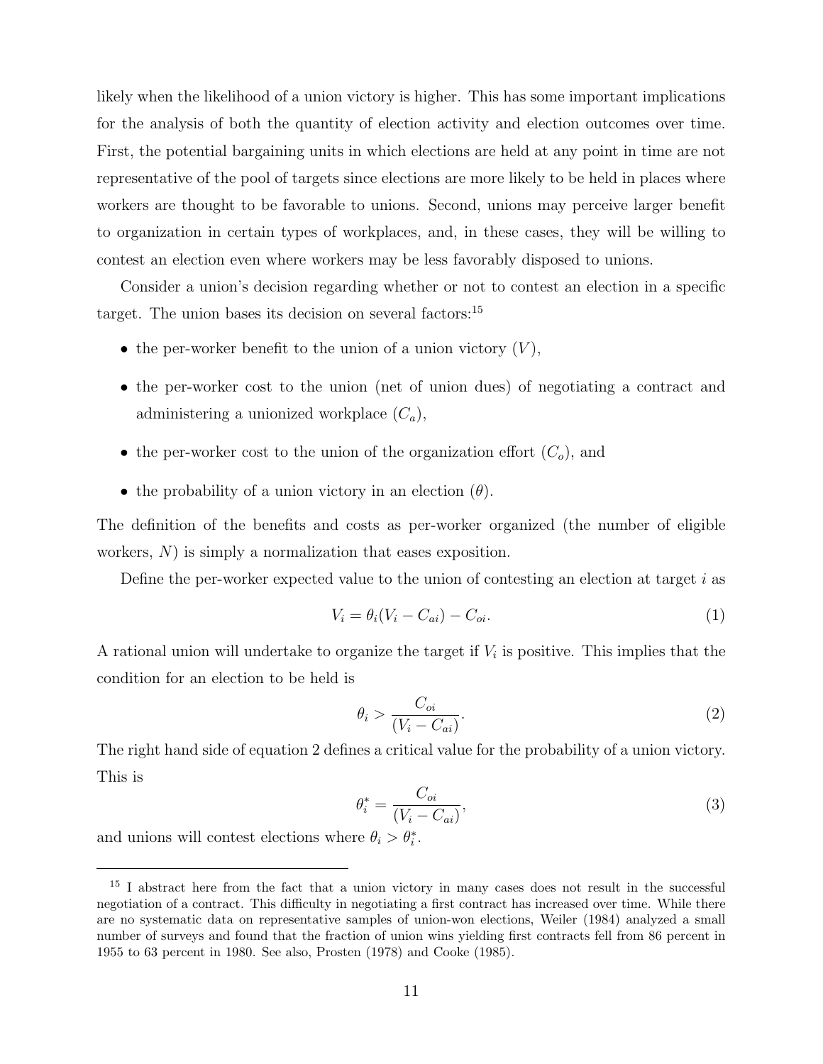likely when the likelihood of a union victory is higher. This has some important implications for the analysis of both the quantity of election activity and election outcomes over time. First, the potential bargaining units in which elections are held at any point in time are not representative of the pool of targets since elections are more likely to be held in places where workers are thought to be favorable to unions. Second, unions may perceive larger benefit to organization in certain types of workplaces, and, in these cases, they will be willing to contest an election even where workers may be less favorably disposed to unions.

Consider a union's decision regarding whether or not to contest an election in a specific target. The union bases its decision on several factors:[15]

- the per-worker benefit to the union of a union victory ($V$),
- the per-worker cost to the union (net of union dues) of negotiating a contract and administering a unionized workplace ($C_a$),
- the per-worker cost to the union of the organization effort ($C_o$), and
- the probability of a union victory in an election ($\theta$).

The definition of the benefits and costs as per-worker organized (the number of eligible workers, $N$) is simply a normalization that eases exposition.

Define the per-worker expected value to the union of contesting an election at target $i$ as

$$V_i = \theta_i(V_i - C_{ai}) - C_{oi}. \tag{1}$$

A rational union will undertake to organize the target if $V_i$ is positive. This implies that the condition for an election to be held is

$$\theta_i > \frac{C_{oi}}{(V_i - C_{ai})}. \tag{2}$$

The right hand side of equation 2 defines a critical value for the probability of a union victory. This is

$$\theta_i^* = \frac{C_{oi}}{(V_i - C_{ai})}, \tag{3}$$

and unions will contest elections where $\theta_i > \theta_i^*$.

---

[15] I abstract here from the fact that a union victory in many cases does not result in the successful negotiation of a contract. This difficulty in negotiating a first contract has increased over time. While there are no systematic data on representative samples of union-won elections, Weiler (1984) analyzed a small number of surveys and found that the fraction of union wins yielding first contracts fell from 86 percent in 1955 to 63 percent in 1980. See also, Prosten (1978) and Cooke (1985).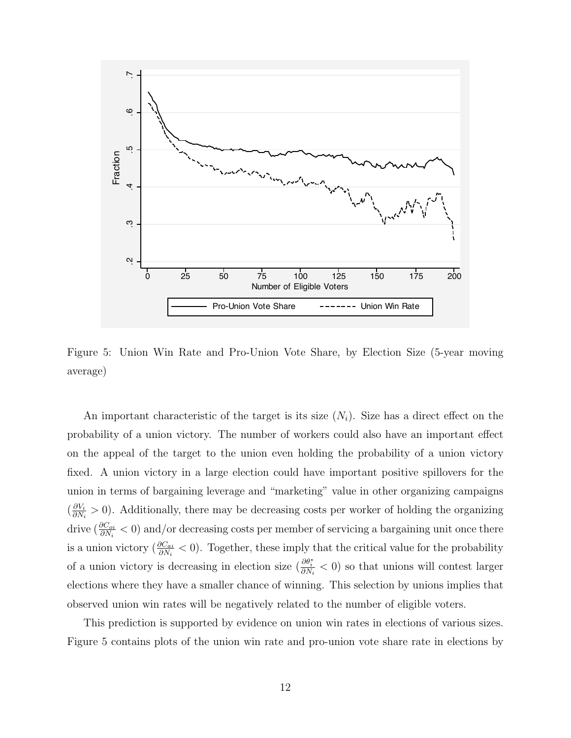Figure 5: Union Win Rate and Pro-Union Vote Share, by Election Size (5-year moving average)

An important characteristic of the target is its size ($N_i$). Size has a direct effect on the probability of a union victory. The number of workers could also have an important effect on the appeal of the target to the union even holding the probability of a union victory fixed. A union victory in a large election could have important positive spillovers for the union in terms of bargaining leverage and "marketing" value in other organizing campaigns ($\frac{\partial V_i}{\partial N_i} > 0$). Additionally, there may be decreasing costs per worker of holding the organizing drive ($\frac{\partial C_{oi}}{\partial N_i} < 0$) and/or decreasing costs per member of servicing a bargaining unit once there is a union victory ($\frac{\partial C_{ai}}{\partial N_i} < 0$). Together, these imply that the critical value for the probability of a union victory is decreasing in election size ($\frac{\partial \theta_i^*}{\partial N_i} < 0$) so that unions will contest larger elections where they have a smaller chance of winning. This selection by unions implies that observed union win rates will be negatively related to the number of eligible voters.

This prediction is supported by evidence on union win rates in elections of various sizes. Figure 5 contains plots of the union win rate and pro-union vote share rate in elections by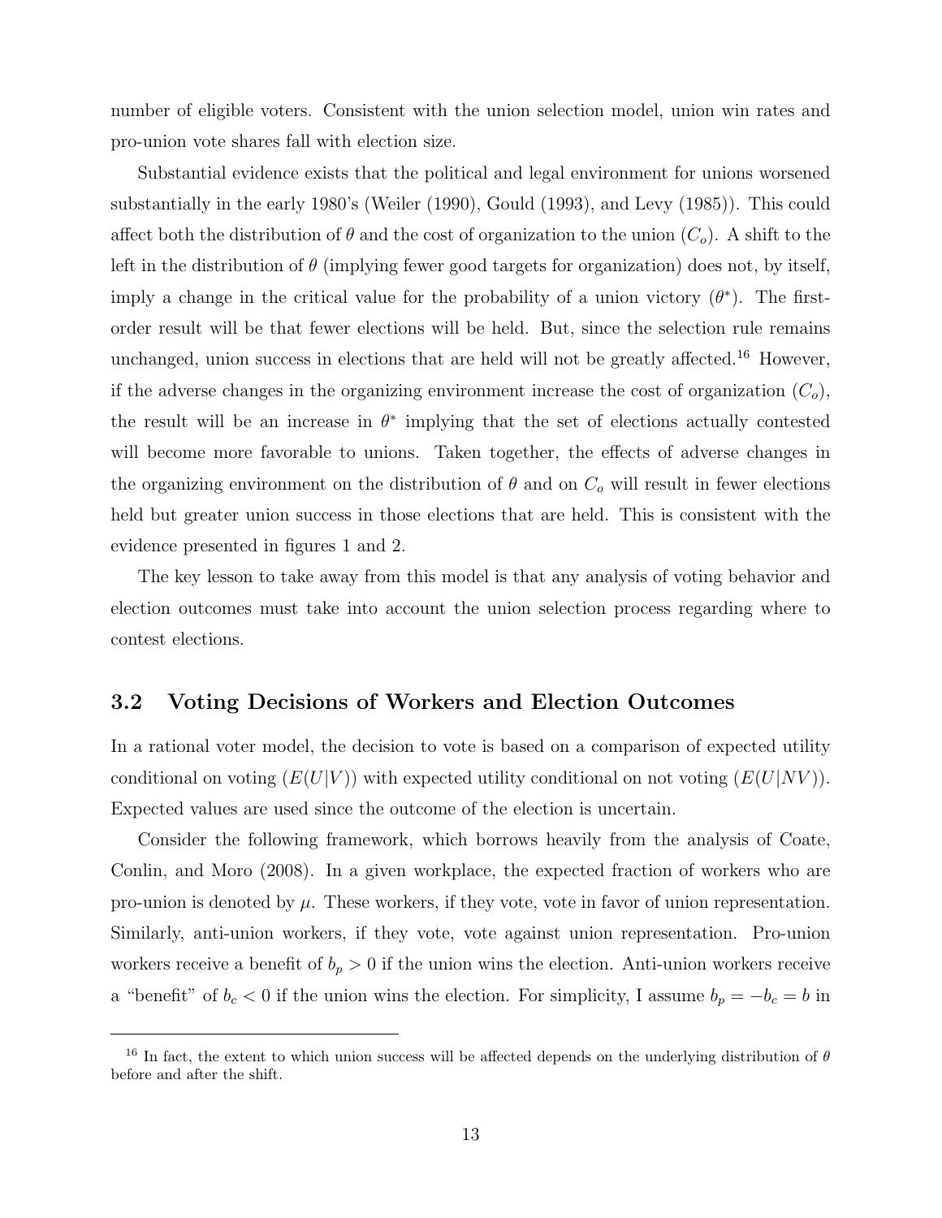number of eligible voters. Consistent with the union selection model, union win rates and pro-union vote shares fall with election size.

Substantial evidence exists that the political and legal environment for unions worsened substantially in the early 1980's (Weiler (1990), Gould (1993), and Levy (1985)). This could affect both the distribution of $\theta$ and the cost of organization to the union ($C_o$). A shift to the left in the distribution of $\theta$ (implying fewer good targets for organization) does not, by itself, imply a change in the critical value for the probability of a union victory ($\theta^*$). The first-order result will be that fewer elections will be held. But, since the selection rule remains unchanged, union success in elections that are held will not be greatly affected.[16] However, if the adverse changes in the organizing environment increase the cost of organization ($C_o$), the result will be an increase in $\theta^*$ implying that the set of elections actually contested will become more favorable to unions. Taken together, the effects of adverse changes in the organizing environment on the distribution of $\theta$ and on $C_o$ will result in fewer elections held but greater union success in those elections that are held. This is consistent with the evidence presented in figures 1 and 2.

The key lesson to take away from this model is that any analysis of voting behavior and election outcomes must take into account the union selection process regarding where to contest elections.

## 3.2 Voting Decisions of Workers and Election Outcomes

In a rational voter model, the decision to vote is based on a comparison of expected utility conditional on voting ($E(U|V)$) with expected utility conditional on not voting ($E(U|NV)$). Expected values are used since the outcome of the election is uncertain.

Consider the following framework, which borrows heavily from the analysis of Coate, Conlin, and Moro (2008). In a given workplace, the expected fraction of workers who are pro-union is denoted by $\mu$. These workers, if they vote, vote in favor of union representation. Similarly, anti-union workers, if they vote, vote against union representation. Pro-union workers receive a benefit of $b_p > 0$ if the union wins the election. Anti-union workers receive a "benefit" of $b_c < 0$ if the union wins the election. For simplicity, I assume $b_p = -b_c = b$ in

[16] In fact, the extent to which union success will be affected depends on the underlying distribution of $\theta$ before and after the shift.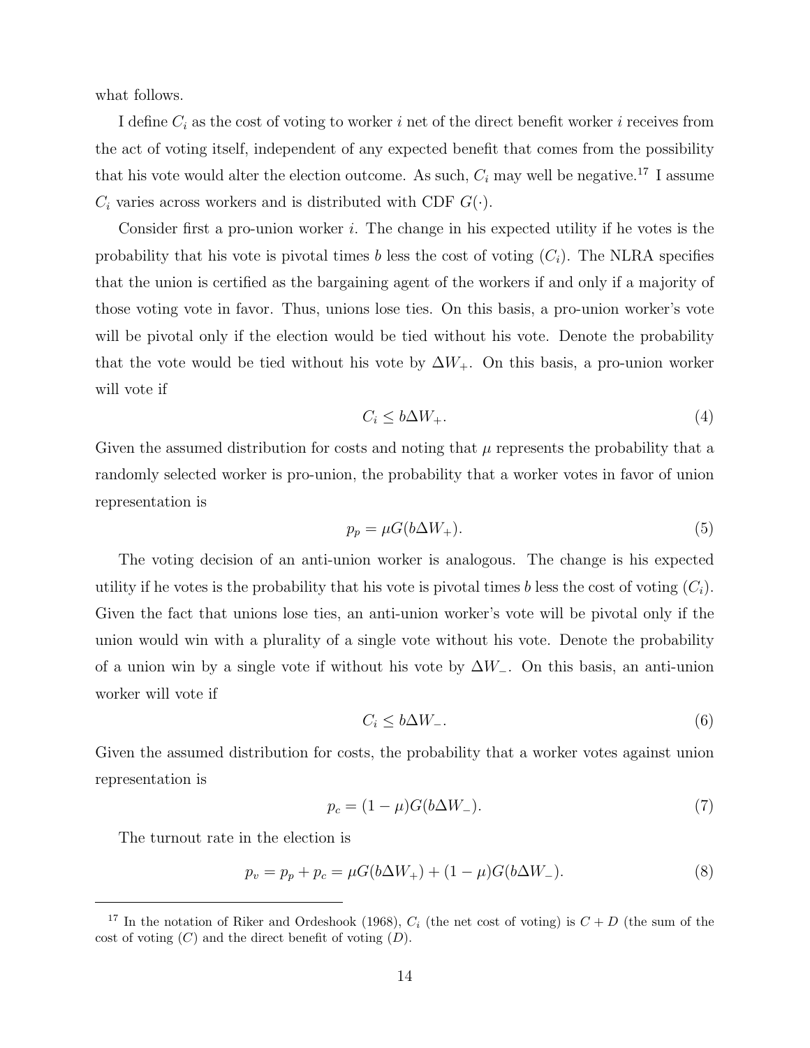what follows.

I define $C_i$ as the cost of voting to worker $i$ net of the direct benefit worker $i$ receives from the act of voting itself, independent of any expected benefit that comes from the possibility that his vote would alter the election outcome. As such, $C_i$ may well be negative.[17] I assume $C_i$ varies across workers and is distributed with CDF $G(\cdot)$.

Consider first a pro-union worker $i$. The change in his expected utility if he votes is the probability that his vote is pivotal times $b$ less the cost of voting ($C_i$). The NLRA specifies that the union is certified as the bargaining agent of the workers if and only if a majority of those voting vote in favor. Thus, unions lose ties. On this basis, a pro-union worker's vote will be pivotal only if the election would be tied without his vote. Denote the probability that the vote would be tied without his vote by $\Delta W_+$. On this basis, a pro-union worker will vote if

$$C_i \leq b\Delta W_+. \tag{4}$$

Given the assumed distribution for costs and noting that $\mu$ represents the probability that a randomly selected worker is pro-union, the probability that a worker votes in favor of union representation is

$$p_p = \mu G(b\Delta W_+). \tag{5}$$

The voting decision of an anti-union worker is analogous. The change is his expected utility if he votes is the probability that his vote is pivotal times $b$ less the cost of voting ($C_i$). Given the fact that unions lose ties, an anti-union worker's vote will be pivotal only if the union would win with a plurality of a single vote without his vote. Denote the probability of a union win by a single vote if without his vote by $\Delta W_-$. On this basis, an anti-union worker will vote if

$$C_i \leq b\Delta W_-. \tag{6}$$

Given the assumed distribution for costs, the probability that a worker votes against union representation is

$$p_c = (1 - \mu)G(b\Delta W_-). \tag{7}$$

The turnout rate in the election is

$$p_v = p_p + p_c = \mu G(b\Delta W_+) + (1 - \mu)G(b\Delta W_-). \tag{8}$$

[17] In the notation of Riker and Ordeshook (1968), $C_i$ (the net cost of voting) is $C + D$ (the sum of the cost of voting ($C$) and the direct benefit of voting ($D$).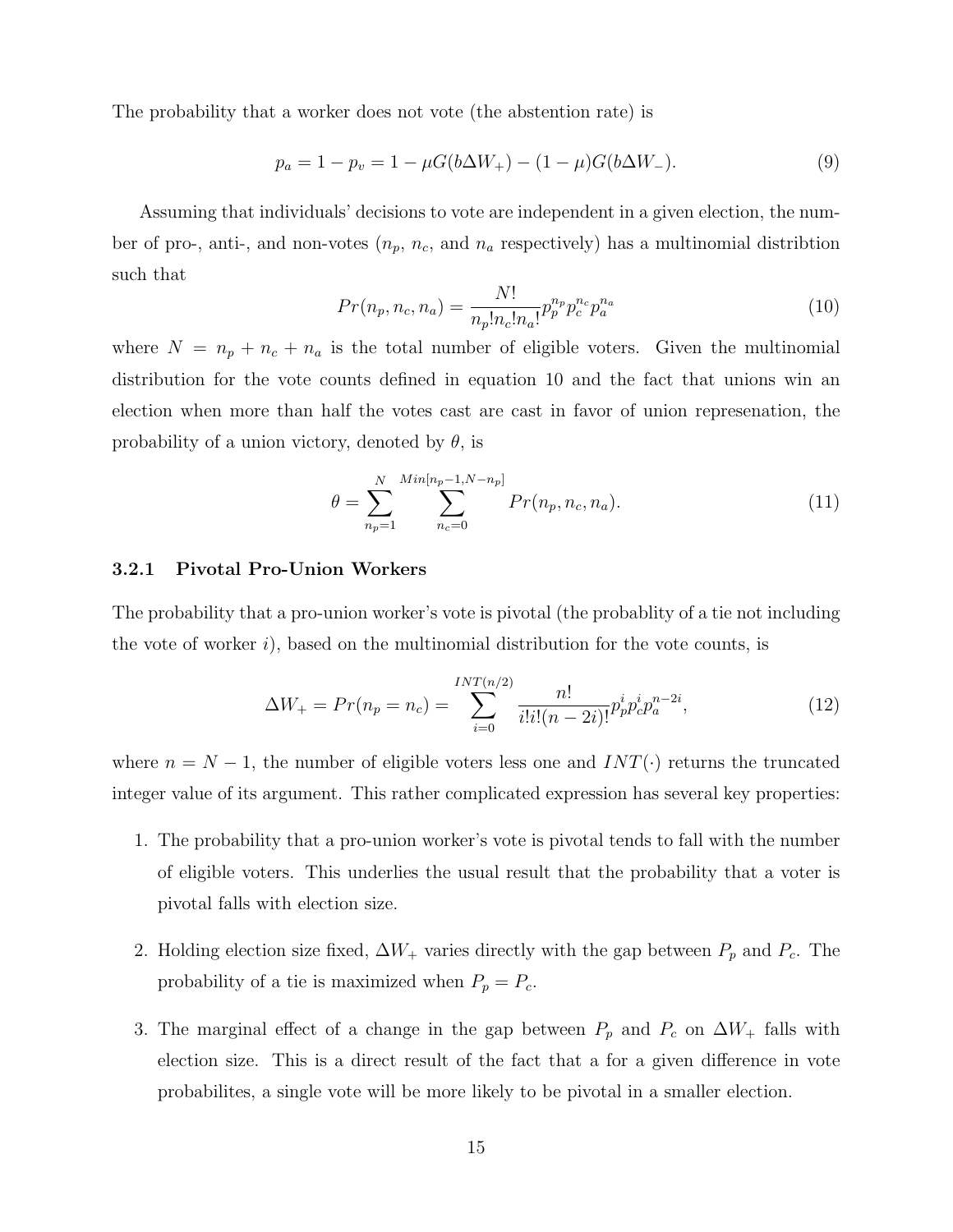The probability that a worker does not vote (the abstention rate) is

$$p_a = 1 - p_v = 1 - \mu G(b\Delta W_+) - (1-\mu)G(b\Delta W_-). \tag{9}$$

Assuming that individuals' decisions to vote are independent in a given election, the number of pro-, anti-, and non-votes ($n_p$, $n_c$, and $n_a$ respectively) has a multinomial distribtion such that

$$Pr(n_p, n_c, n_a) = \frac{N!}{n_p! n_c! n_a!} p_p^{n_p} p_c^{n_c} p_a^{n_a} \tag{10}$$

where $N = n_p + n_c + n_a$ is the total number of eligible voters. Given the multinomial distribution for the vote counts defined in equation 10 and the fact that unions win an election when more than half the votes cast are cast in favor of union represenation, the probability of a union victory, denoted by $\theta$, is

$$\theta = \sum_{n_p=1}^{N} \sum_{n_c=0}^{Min[n_p-1, N-n_p]} Pr(n_p, n_c, n_a). \tag{11}$$

### 3.2.1 Pivotal Pro-Union Workers

The probability that a pro-union worker's vote is pivotal (the probablity of a tie not including the vote of worker $i$), based on the multinomial distribution for the vote counts, is

$$\Delta W_+ = Pr(n_p = n_c) = \sum_{i=0}^{INT(n/2)} \frac{n!}{i!i!(n-2i)!} p_p^i p_c^i p_a^{n-2i}, \tag{12}$$

where $n = N - 1$, the number of eligible voters less one and $INT(\cdot)$ returns the truncated integer value of its argument. This rather complicated expression has several key properties:

1. The probability that a pro-union worker's vote is pivotal tends to fall with the number of eligible voters. This underlies the usual result that the probability that a voter is pivotal falls with election size.

2. Holding election size fixed, $\Delta W_+$ varies directly with the gap between $P_p$ and $P_c$. The probability of a tie is maximized when $P_p = P_c$.

3. The marginal effect of a change in the gap between $P_p$ and $P_c$ on $\Delta W_+$ falls with election size. This is a direct result of the fact that a for a given difference in vote probabilites, a single vote will be more likely to be pivotal in a smaller election.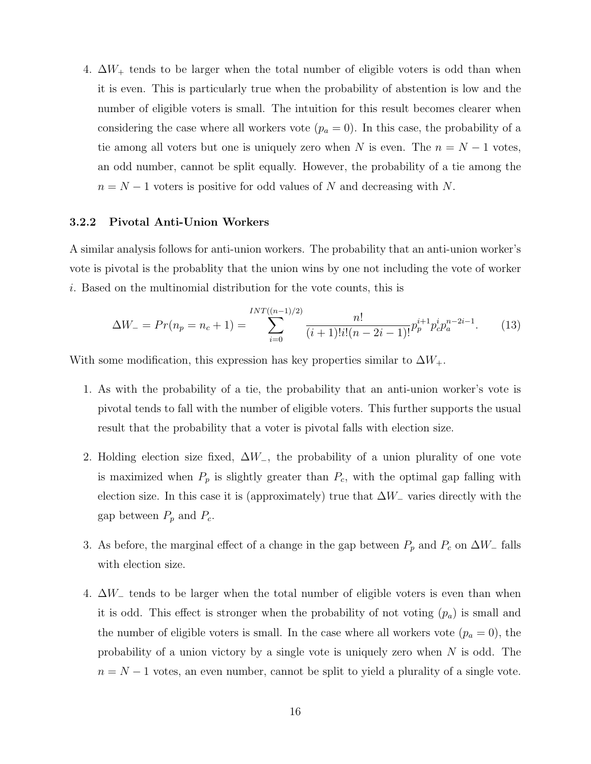4. $\Delta W_+$ tends to be larger when the total number of eligible voters is odd than when it is even. This is particularly true when the probability of abstention is low and the number of eligible voters is small. The intuition for this result becomes clearer when considering the case where all workers vote ($p_a = 0$). In this case, the probability of a tie among all voters but one is uniquely zero when $N$ is even. The $n = N - 1$ votes, an odd number, cannot be split equally. However, the probability of a tie among the $n = N - 1$ voters is positive for odd values of $N$ and decreasing with $N$.

### 3.2.2 Pivotal Anti-Union Workers

A similar analysis follows for anti-union workers. The probability that an anti-union worker's vote is pivotal is the probablity that the union wins by one not including the vote of worker $i$. Based on the multinomial distribution for the vote counts, this is

$$\Delta W_- = Pr(n_p = n_c + 1) = \sum_{i=0}^{INT((n-1)/2)} \frac{n!}{(i+1)!i!(n-2i-1)!} p_p^{i+1} p_c^i p_a^{n-2i-1}. \tag{13}$$

With some modification, this expression has key properties similar to $\Delta W_+$.

1. As with the probability of a tie, the probability that an anti-union worker's vote is pivotal tends to fall with the number of eligible voters. This further supports the usual result that the probability that a voter is pivotal falls with election size.

2. Holding election size fixed, $\Delta W_-$, the probability of a union plurality of one vote is maximized when $P_p$ is slightly greater than $P_c$, with the optimal gap falling with election size. In this case it is (approximately) true that $\Delta W_-$ varies directly with the gap between $P_p$ and $P_c$.

3. As before, the marginal effect of a change in the gap between $P_p$ and $P_c$ on $\Delta W_-$ falls with election size.

4. $\Delta W_-$ tends to be larger when the total number of eligible voters is even than when it is odd. This effect is stronger when the probability of not voting ($p_a$) is small and the number of eligible voters is small. In the case where all workers vote ($p_a = 0$), the probability of a union victory by a single vote is uniquely zero when $N$ is odd. The $n = N - 1$ votes, an even number, cannot be split to yield a plurality of a single vote.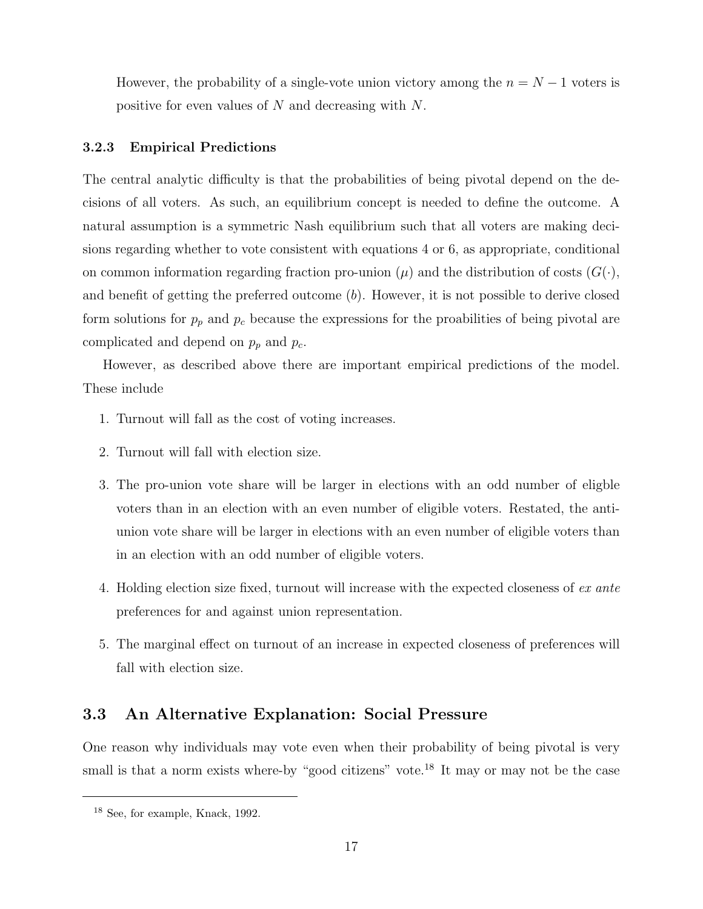However, the probability of a single-vote union victory among the $n = N - 1$ voters is positive for even values of $N$ and decreasing with $N$.

#### 3.2.3 Empirical Predictions

The central analytic difficulty is that the probabilities of being pivotal depend on the decisions of all voters. As such, an equilibrium concept is needed to define the outcome. A natural assumption is a symmetric Nash equilibrium such that all voters are making decisions regarding whether to vote consistent with equations 4 or 6, as appropriate, conditional on common information regarding fraction pro-union ($\mu$) and the distribution of costs ($G(\cdot)$, and benefit of getting the preferred outcome ($b$). However, it is not possible to derive closed form solutions for $p_p$ and $p_c$ because the expressions for the proabilities of being pivotal are complicated and depend on $p_p$ and $p_c$.

However, as described above there are important empirical predictions of the model. These include

1. Turnout will fall as the cost of voting increases.
2. Turnout will fall with election size.
3. The pro-union vote share will be larger in elections with an odd number of eligble voters than in an election with an even number of eligible voters. Restated, the anti-union vote share will be larger in elections with an even number of eligible voters than in an election with an odd number of eligible voters.
4. Holding election size fixed, turnout will increase with the expected closeness of *ex ante* preferences for and against union representation.
5. The marginal effect on turnout of an increase in expected closeness of preferences will fall with election size.

### 3.3 An Alternative Explanation: Social Pressure

One reason why individuals may vote even when their probability of being pivotal is very small is that a norm exists where-by "good citizens" vote.[18] It may or may not be the case

[18] See, for example, Knack, 1992.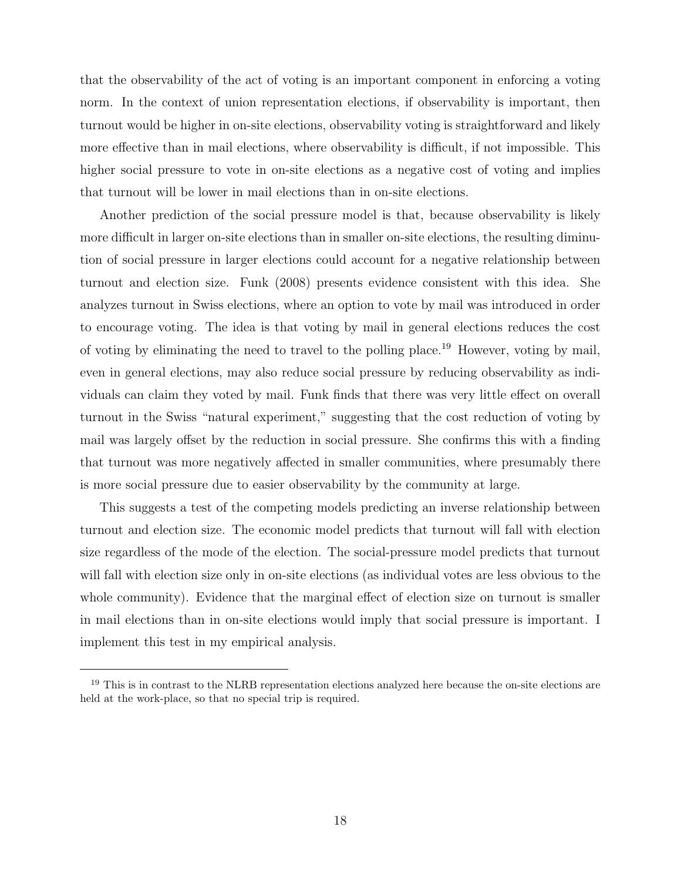that the observability of the act of voting is an important component in enforcing a voting norm. In the context of union representation elections, if observability is important, then turnout would be higher in on-site elections, observability voting is straightforward and likely more effective than in mail elections, where observability is difficult, if not impossible. This higher social pressure to vote in on-site elections as a negative cost of voting and implies that turnout will be lower in mail elections than in on-site elections.

Another prediction of the social pressure model is that, because observability is likely more difficult in larger on-site elections than in smaller on-site elections, the resulting diminution of social pressure in larger elections could account for a negative relationship between turnout and election size. Funk (2008) presents evidence consistent with this idea. She analyzes turnout in Swiss elections, where an option to vote by mail was introduced in order to encourage voting. The idea is that voting by mail in general elections reduces the cost of voting by eliminating the need to travel to the polling place.[19] However, voting by mail, even in general elections, may also reduce social pressure by reducing observability as individuals can claim they voted by mail. Funk finds that there was very little effect on overall turnout in the Swiss "natural experiment," suggesting that the cost reduction of voting by mail was largely offset by the reduction in social pressure. She confirms this with a finding that turnout was more negatively affected in smaller communities, where presumably there is more social pressure due to easier observability by the community at large.

This suggests a test of the competing models predicting an inverse relationship between turnout and election size. The economic model predicts that turnout will fall with election size regardless of the mode of the election. The social-pressure model predicts that turnout will fall with election size only in on-site elections (as individual votes are less obvious to the whole community). Evidence that the marginal effect of election size on turnout is smaller in mail elections than in on-site elections would imply that social pressure is important. I implement this test in my empirical analysis.

---

[19] This is in contrast to the NLRB representation elections analyzed here because the on-site elections are held at the work-place, so that no special trip is required.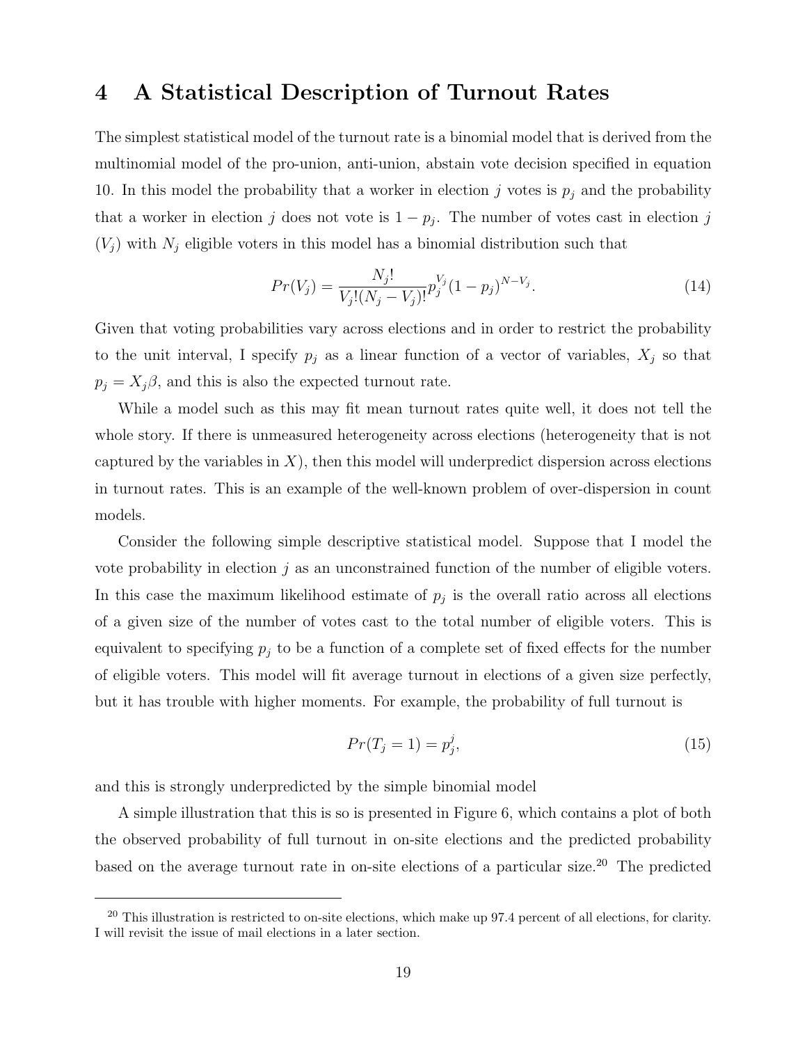# 4 A Statistical Description of Turnout Rates

The simplest statistical model of the turnout rate is a binomial model that is derived from the multinomial model of the pro-union, anti-union, abstain vote decision specified in equation 10. In this model the probability that a worker in election $j$ votes is $p_j$ and the probability that a worker in election $j$ does not vote is $1 - p_j$. The number of votes cast in election $j$ ($V_j$) with $N_j$ eligible voters in this model has a binomial distribution such that

$$Pr(V_j) = \frac{N_j!}{V_j!(N_j - V_j)!} p_j^{V_j} (1 - p_j)^{N - V_j}. \tag{14}$$

Given that voting probabilities vary across elections and in order to restrict the probability to the unit interval, I specify $p_j$ as a linear function of a vector of variables, $X_j$ so that $p_j = X_j \beta$, and this is also the expected turnout rate.

While a model such as this may fit mean turnout rates quite well, it does not tell the whole story. If there is unmeasured heterogeneity across elections (heterogeneity that is not captured by the variables in $X$), then this model will underpredict dispersion across elections in turnout rates. This is an example of the well-known problem of over-dispersion in count models.

Consider the following simple descriptive statistical model. Suppose that I model the vote probability in election $j$ as an unconstrained function of the number of eligible voters. In this case the maximum likelihood estimate of $p_j$ is the overall ratio across all elections of a given size of the number of votes cast to the total number of eligible voters. This is equivalent to specifying $p_j$ to be a function of a complete set of fixed effects for the number of eligible voters. This model will fit average turnout in elections of a given size perfectly, but it has trouble with higher moments. For example, the probability of full turnout is

$$Pr(T_j = 1) = p_j^j, \tag{15}$$

and this is strongly underpredicted by the simple binomial model

A simple illustration that this is so is presented in Figure 6, which contains a plot of both the observed probability of full turnout in on-site elections and the predicted probability based on the average turnout rate in on-site elections of a particular size.[20] The predicted

[20] This illustration is restricted to on-site elections, which make up 97.4 percent of all elections, for clarity. I will revisit the issue of mail elections in a later section.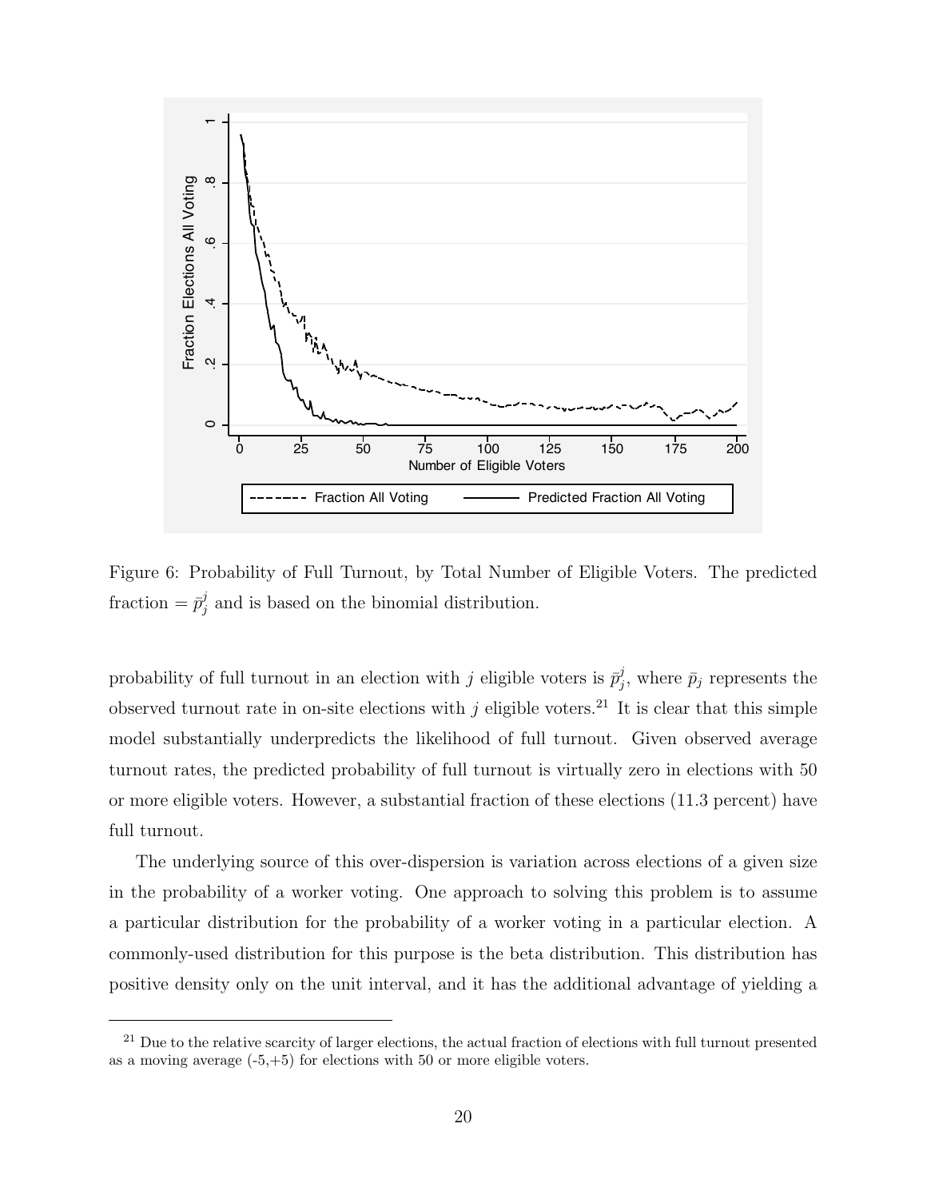Figure 6: Probability of Full Turnout, by Total Number of Eligible Voters. The predicted fraction $= \bar{p}_j^j$ and is based on the binomial distribution.

probability of full turnout in an election with $j$ eligible voters is $\bar{p}_j^j$, where $\bar{p}_j$ represents the observed turnout rate in on-site elections with $j$ eligible voters.[21] It is clear that this simple model substantially underpredicts the likelihood of full turnout. Given observed average turnout rates, the predicted probability of full turnout is virtually zero in elections with 50 or more eligible voters. However, a substantial fraction of these elections (11.3 percent) have full turnout.

The underlying source of this over-dispersion is variation across elections of a given size in the probability of a worker voting. One approach to solving this problem is to assume a particular distribution for the probability of a worker voting in a particular election. A commonly-used distribution for this purpose is the beta distribution. This distribution has positive density only on the unit interval, and it has the additional advantage of yielding a

[21] Due to the relative scarcity of larger elections, the actual fraction of elections with full turnout presented as a moving average (-5,+5) for elections with 50 or more eligible voters.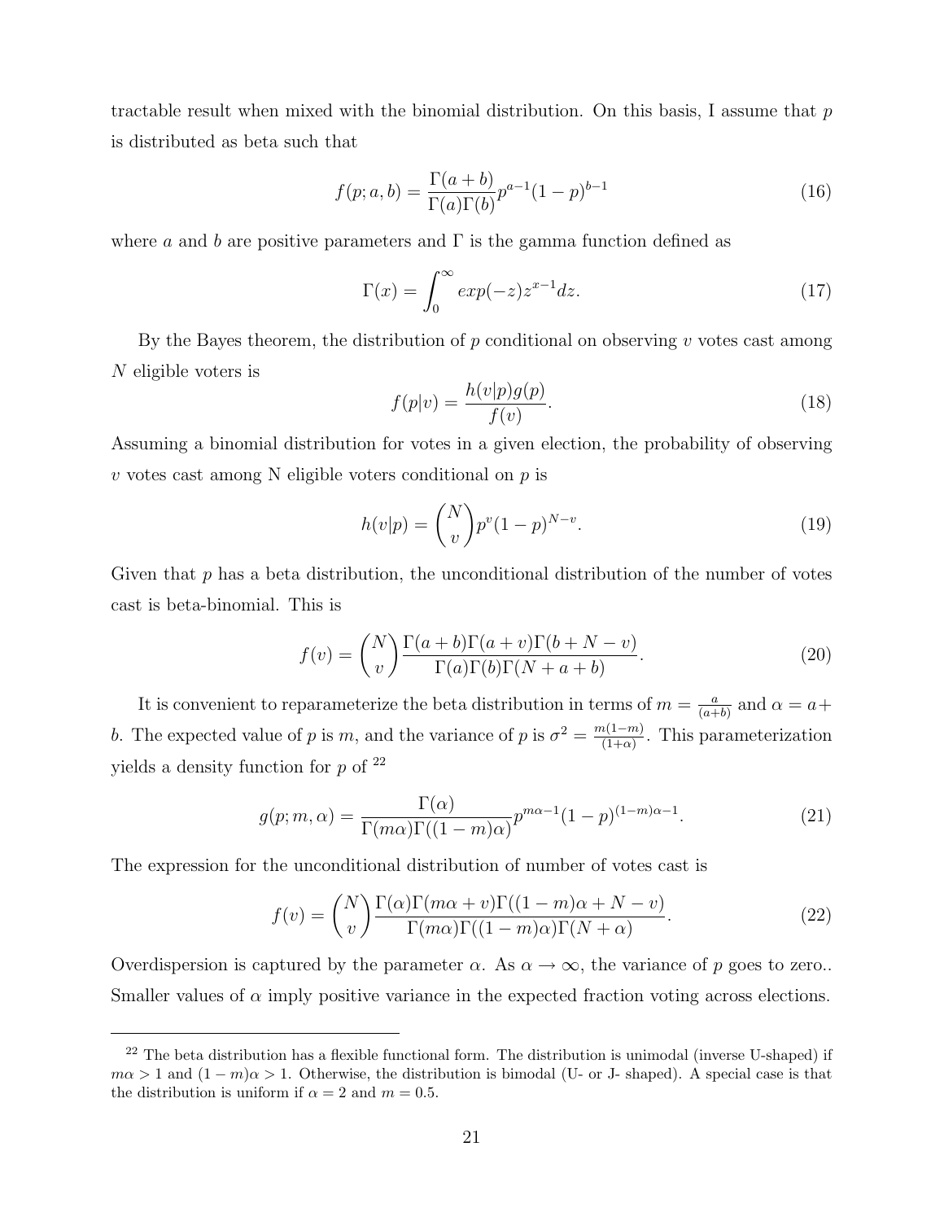tractable result when mixed with the binomial distribution. On this basis, I assume that $p$ is distributed as beta such that

$$f(p; a, b) = \frac{\Gamma(a+b)}{\Gamma(a)\Gamma(b)} p^{a-1}(1-p)^{b-1} \tag{16}$$

where $a$ and $b$ are positive parameters and $\Gamma$ is the gamma function defined as

$$\Gamma(x) = \int_0^\infty exp(-z)z^{x-1}dz. \tag{17}$$

By the Bayes theorem, the distribution of $p$ conditional on observing $v$ votes cast among $N$ eligible voters is

$$f(p|v) = \frac{h(v|p)g(p)}{f(v)}. \tag{18}$$

Assuming a binomial distribution for votes in a given election, the probability of observing $v$ votes cast among N eligible voters conditional on $p$ is

$$h(v|p) = \binom{N}{v} p^v (1-p)^{N-v}. \tag{19}$$

Given that $p$ has a beta distribution, the unconditional distribution of the number of votes cast is beta-binomial. This is

$$f(v) = \binom{N}{v} \frac{\Gamma(a+b)\Gamma(a+v)\Gamma(b+N-v)}{\Gamma(a)\Gamma(b)\Gamma(N+a+b)}. \tag{20}$$

It is convenient to reparameterize the beta distribution in terms of $m = \frac{a}{(a+b)}$ and $\alpha = a + b$. The expected value of $p$ is $m$, and the variance of $p$ is $\sigma^2 = \frac{m(1-m)}{(1+\alpha)}$. This parameterization yields a density function for $p$ of [22]

$$g(p; m, \alpha) = \frac{\Gamma(\alpha)}{\Gamma(m\alpha)\Gamma((1-m)\alpha)} p^{m\alpha - 1}(1-p)^{(1-m)\alpha - 1}. \tag{21}$$

The expression for the unconditional distribution of number of votes cast is

$$f(v) = \binom{N}{v} \frac{\Gamma(\alpha)\Gamma(m\alpha + v)\Gamma((1-m)\alpha + N - v)}{\Gamma(m\alpha)\Gamma((1-m)\alpha)\Gamma(N+\alpha)}. \tag{22}$$

Overdispersion is captured by the parameter $\alpha$. As $\alpha \to \infty$, the variance of $p$ goes to zero.. Smaller values of $\alpha$ imply positive variance in the expected fraction voting across elections.

---

[22] The beta distribution has a flexible functional form. The distribution is unimodal (inverse U-shaped) if $m\alpha > 1$ and $(1-m)\alpha > 1$. Otherwise, the distribution is bimodal (U- or J- shaped). A special case is that the distribution is uniform if $\alpha = 2$ and $m = 0.5$.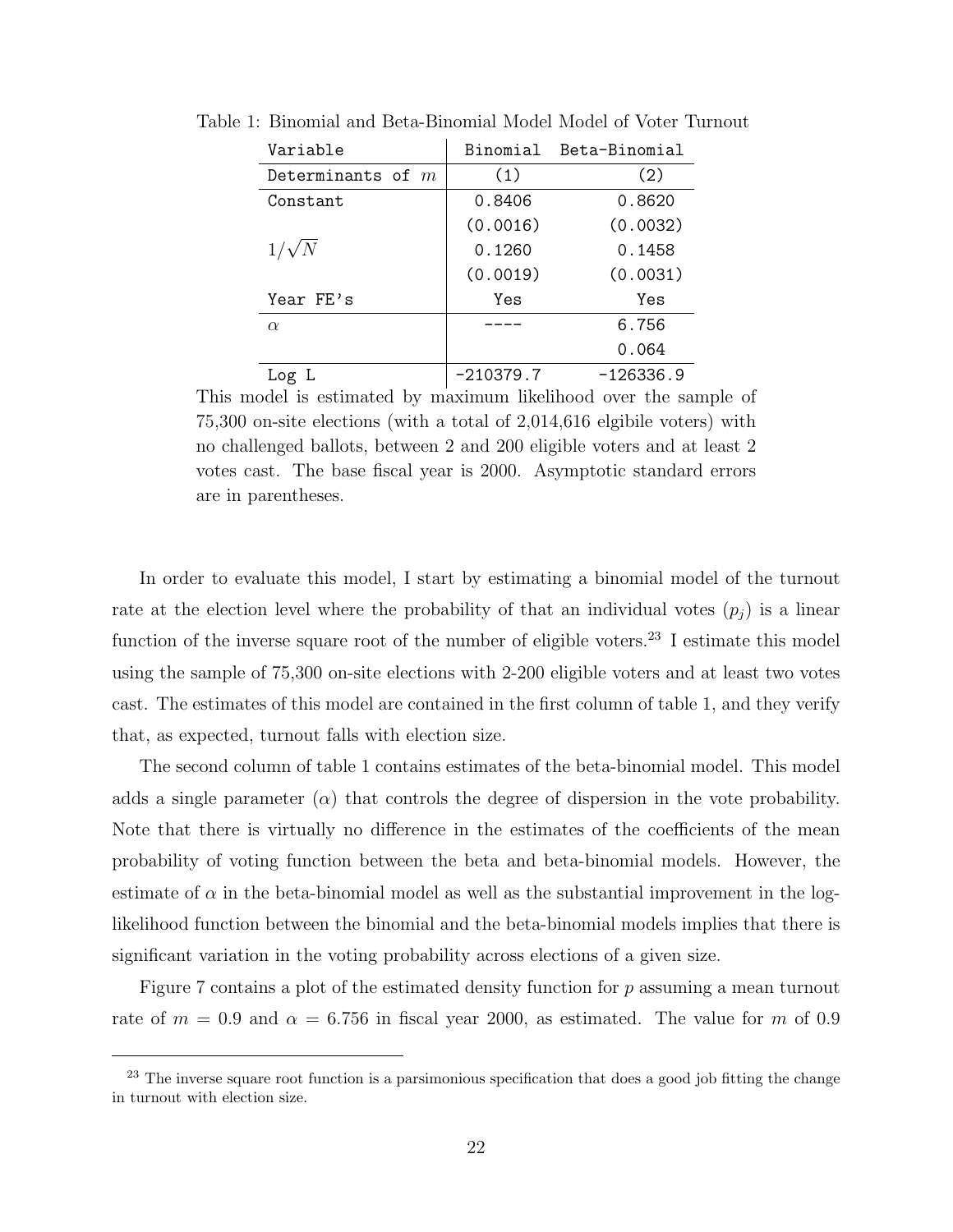Table 1: Binomial and Beta-Binomial Model Model of Voter Turnout

| Variable | Binomial | Beta-Binomial |
|---|---|---|
| Determinants of $m$ | (1) | (2) |
| Constant | 0.8406 | 0.8620 |
| | (0.0016) | (0.0032) |
| $1/\sqrt{N}$ | 0.1260 | 0.1458 |
| | (0.0019) | (0.0031) |
| Year FE's | Yes | Yes |
| $\alpha$ | ---- | 6.756 |
| | | 0.064 |
| Log L | -210379.7 | -126336.9 |

This model is estimated by maximum likelihood over the sample of 75,300 on-site elections (with a total of 2,014,616 elgibile voters) with no challenged ballots, between 2 and 200 eligible voters and at least 2 votes cast. The base fiscal year is 2000. Asymptotic standard errors are in parentheses.

In order to evaluate this model, I start by estimating a binomial model of the turnout rate at the election level where the probability of that an individual votes ($p_j$) is a linear function of the inverse square root of the number of eligible voters.[23] I estimate this model using the sample of 75,300 on-site elections with 2-200 eligible voters and at least two votes cast. The estimates of this model are contained in the first column of table 1, and they verify that, as expected, turnout falls with election size.

The second column of table 1 contains estimates of the beta-binomial model. This model adds a single parameter ($\alpha$) that controls the degree of dispersion in the vote probability. Note that there is virtually no difference in the estimates of the coefficients of the mean probability of voting function between the beta and beta-binomial models. However, the estimate of $\alpha$ in the beta-binomial model as well as the substantial improvement in the log-likelihood function between the binomial and the beta-binomial models implies that there is significant variation in the voting probability across elections of a given size.

Figure 7 contains a plot of the estimated density function for $p$ assuming a mean turnout rate of $m = 0.9$ and $\alpha = 6.756$ in fiscal year 2000, as estimated. The value for $m$ of 0.9

[23] The inverse square root function is a parsimonious specification that does a good job fitting the change in turnout with election size.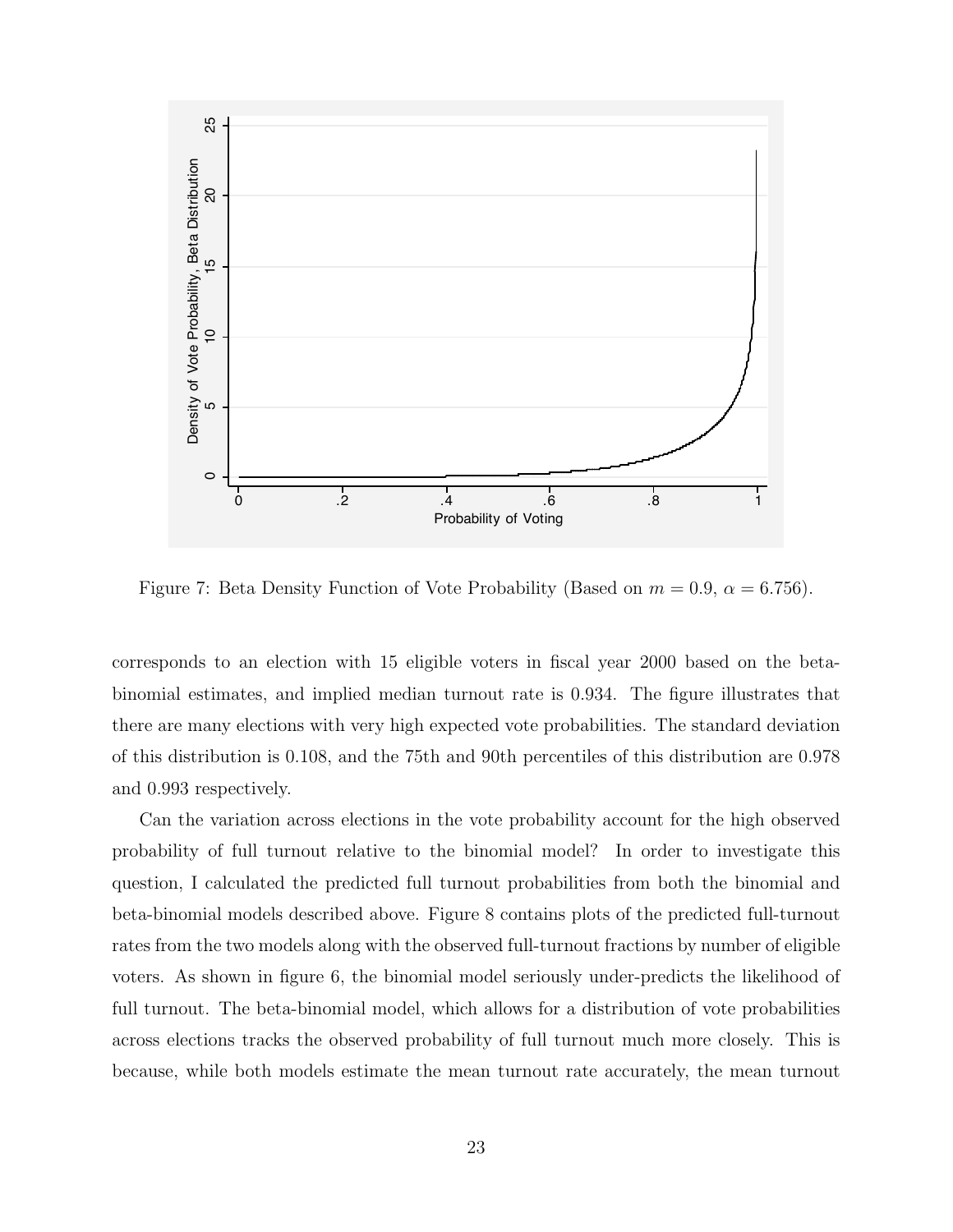Figure 7: Beta Density Function of Vote Probability (Based on $m = 0.9$, $\alpha = 6.756$).

corresponds to an election with 15 eligible voters in fiscal year 2000 based on the beta-binomial estimates, and implied median turnout rate is 0.934. The figure illustrates that there are many elections with very high expected vote probabilities. The standard deviation of this distribution is 0.108, and the 75th and 90th percentiles of this distribution are 0.978 and 0.993 respectively.

Can the variation across elections in the vote probability account for the high observed probability of full turnout relative to the binomial model? In order to investigate this question, I calculated the predicted full turnout probabilities from both the binomial and beta-binomial models described above. Figure 8 contains plots of the predicted full-turnout rates from the two models along with the observed full-turnout fractions by number of eligible voters. As shown in figure 6, the binomial model seriously under-predicts the likelihood of full turnout. The beta-binomial model, which allows for a distribution of vote probabilities across elections tracks the observed probability of full turnout much more closely. This is because, while both models estimate the mean turnout rate accurately, the mean turnout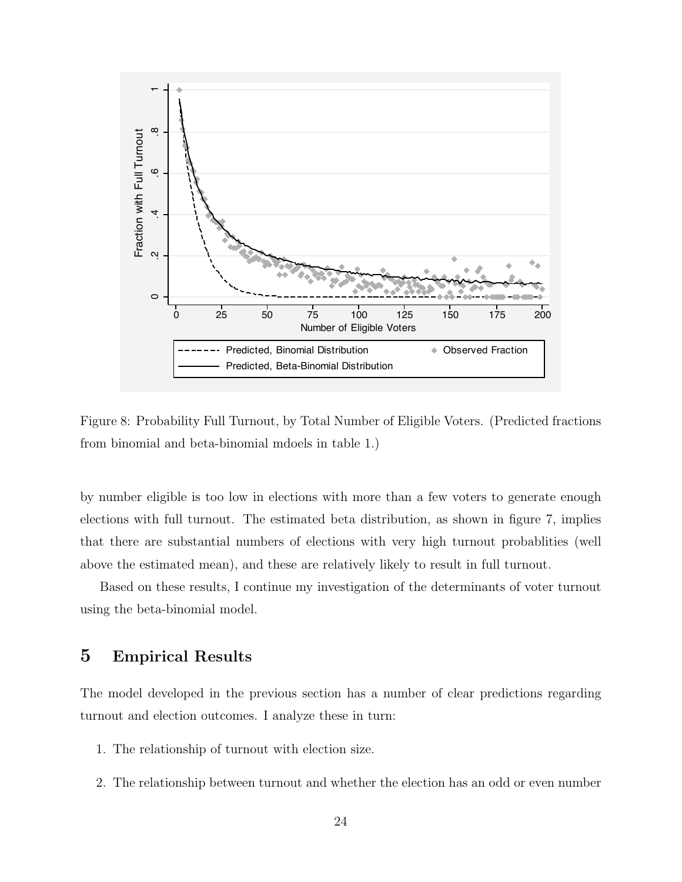Figure 8: Probability Full Turnout, by Total Number of Eligible Voters. (Predicted fractions from binomial and beta-binomial mdoels in table 1.)

by number eligible is too low in elections with more than a few voters to generate enough elections with full turnout. The estimated beta distribution, as shown in figure 7, implies that there are substantial numbers of elections with very high turnout probablities (well above the estimated mean), and these are relatively likely to result in full turnout.

Based on these results, I continue my investigation of the determinants of voter turnout using the beta-binomial model.

## 5 Empirical Results

The model developed in the previous section has a number of clear predictions regarding turnout and election outcomes. I analyze these in turn:

1. The relationship of turnout with election size.
2. The relationship between turnout and whether the election has an odd or even number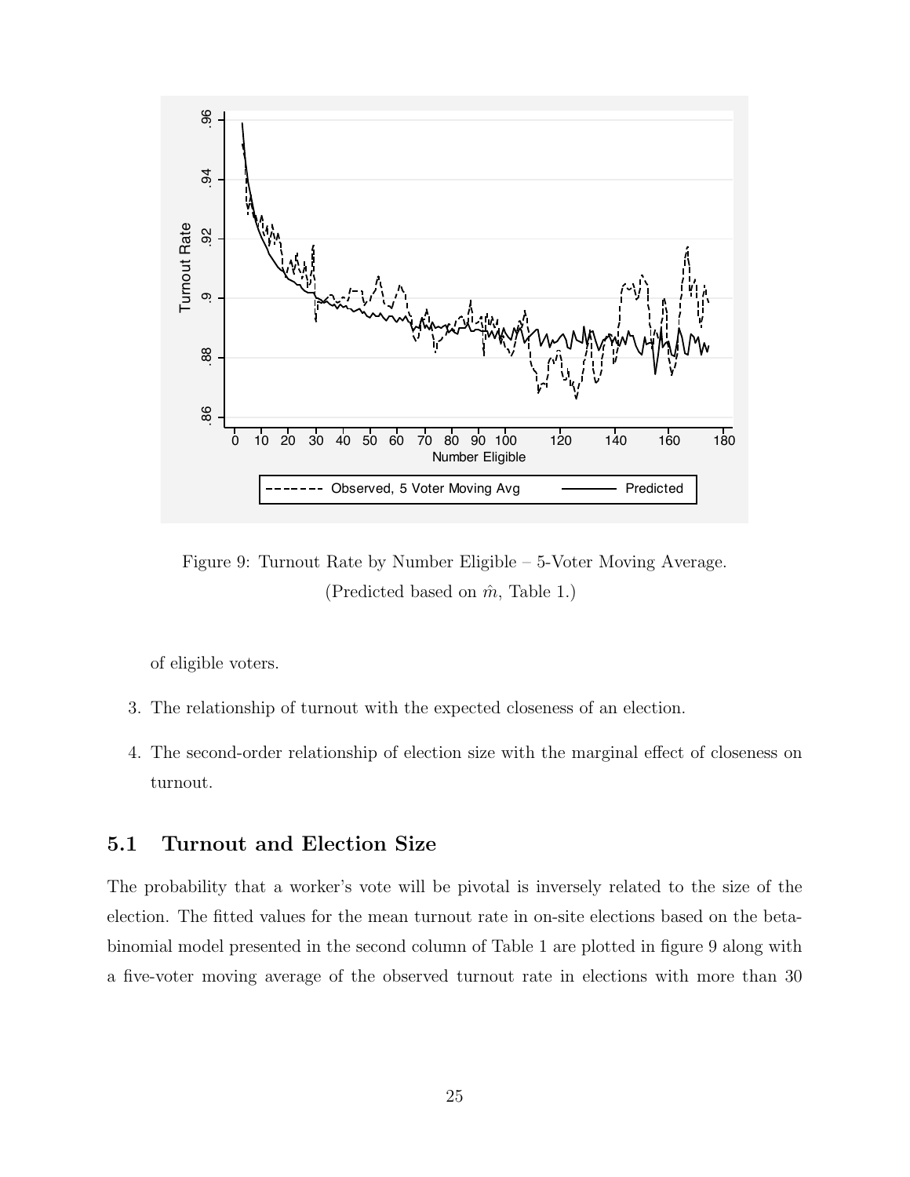Figure 9: Turnout Rate by Number Eligible – 5-Voter Moving Average. (Predicted based on $\hat{m}$, Table 1.)

of eligible voters.

3. The relationship of turnout with the expected closeness of an election.

4. The second-order relationship of election size with the marginal effect of closeness on turnout.

## 5.1 Turnout and Election Size

The probability that a worker's vote will be pivotal is inversely related to the size of the election. The fitted values for the mean turnout rate in on-site elections based on the beta-binomial model presented in the second column of Table 1 are plotted in figure 9 along with a five-voter moving average of the observed turnout rate in elections with more than 30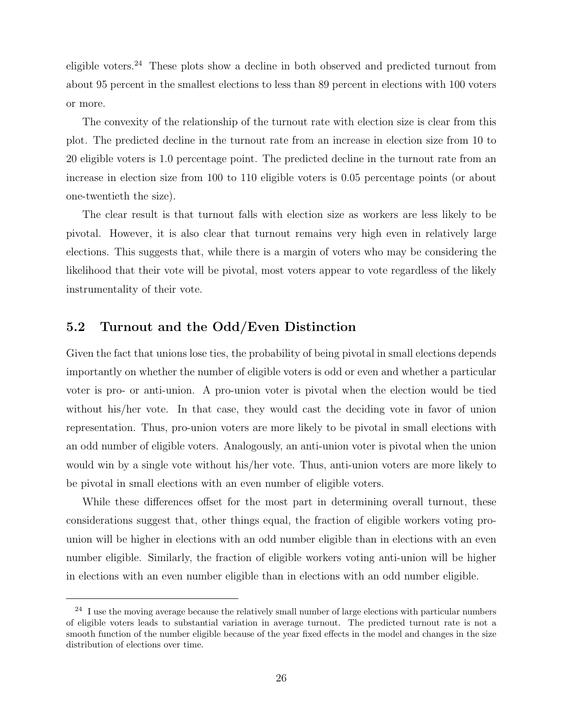eligible voters.[24] These plots show a decline in both observed and predicted turnout from about 95 percent in the smallest elections to less than 89 percent in elections with 100 voters or more.

The convexity of the relationship of the turnout rate with election size is clear from this plot. The predicted decline in the turnout rate from an increase in election size from 10 to 20 eligible voters is 1.0 percentage point. The predicted decline in the turnout rate from an increase in election size from 100 to 110 eligible voters is 0.05 percentage points (or about one-twentieth the size).

The clear result is that turnout falls with election size as workers are less likely to be pivotal. However, it is also clear that turnout remains very high even in relatively large elections. This suggests that, while there is a margin of voters who may be considering the likelihood that their vote will be pivotal, most voters appear to vote regardless of the likely instrumentality of their vote.

## 5.2 Turnout and the Odd/Even Distinction

Given the fact that unions lose ties, the probability of being pivotal in small elections depends importantly on whether the number of eligible voters is odd or even and whether a particular voter is pro- or anti-union. A pro-union voter is pivotal when the election would be tied without his/her vote. In that case, they would cast the deciding vote in favor of union representation. Thus, pro-union voters are more likely to be pivotal in small elections with an odd number of eligible voters. Analogously, an anti-union voter is pivotal when the union would win by a single vote without his/her vote. Thus, anti-union voters are more likely to be pivotal in small elections with an even number of eligible voters.

While these differences offset for the most part in determining overall turnout, these considerations suggest that, other things equal, the fraction of eligible workers voting pro-union will be higher in elections with an odd number eligible than in elections with an even number eligible. Similarly, the fraction of eligible workers voting anti-union will be higher in elections with an even number eligible than in elections with an odd number eligible.

---

[24] I use the moving average because the relatively small number of large elections with particular numbers of eligible voters leads to substantial variation in average turnout. The predicted turnout rate is not a smooth function of the number eligible because of the year fixed effects in the model and changes in the size distribution of elections over time.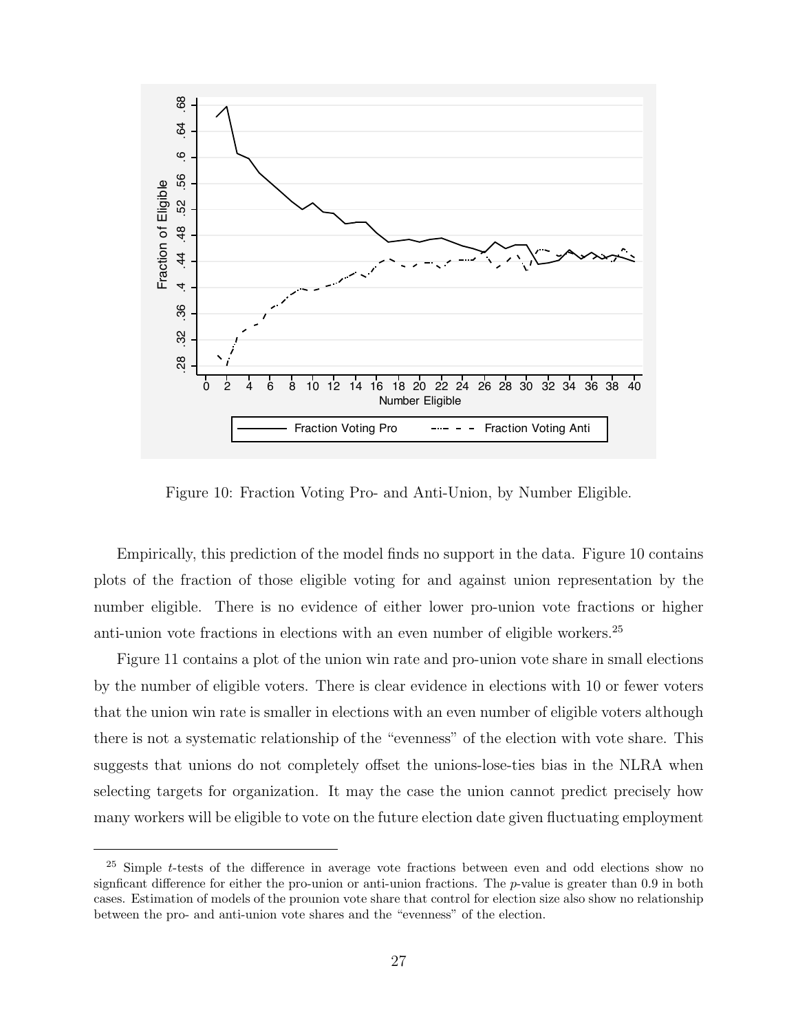Figure 10: Fraction Voting Pro- and Anti-Union, by Number Eligible.

Empirically, this prediction of the model finds no support in the data. Figure 10 contains plots of the fraction of those eligible voting for and against union representation by the number eligible. There is no evidence of either lower pro-union vote fractions or higher anti-union vote fractions in elections with an even number of eligible workers.[25]

Figure 11 contains a plot of the union win rate and pro-union vote share in small elections by the number of eligible voters. There is clear evidence in elections with 10 or fewer voters that the union win rate is smaller in elections with an even number of eligible voters although there is not a systematic relationship of the "evenness" of the election with vote share. This suggests that unions do not completely offset the unions-lose-ties bias in the NLRA when selecting targets for organization. It may the case the union cannot predict precisely how many workers will be eligible to vote on the future election date given fluctuating employment

[25] Simple $t$-tests of the difference in average vote fractions between even and odd elections show no signficant difference for either the pro-union or anti-union fractions. The $p$-value is greater than 0.9 in both cases. Estimation of models of the prounion vote share that control for election size also show no relationship between the pro- and anti-union vote shares and the "evenness" of the election.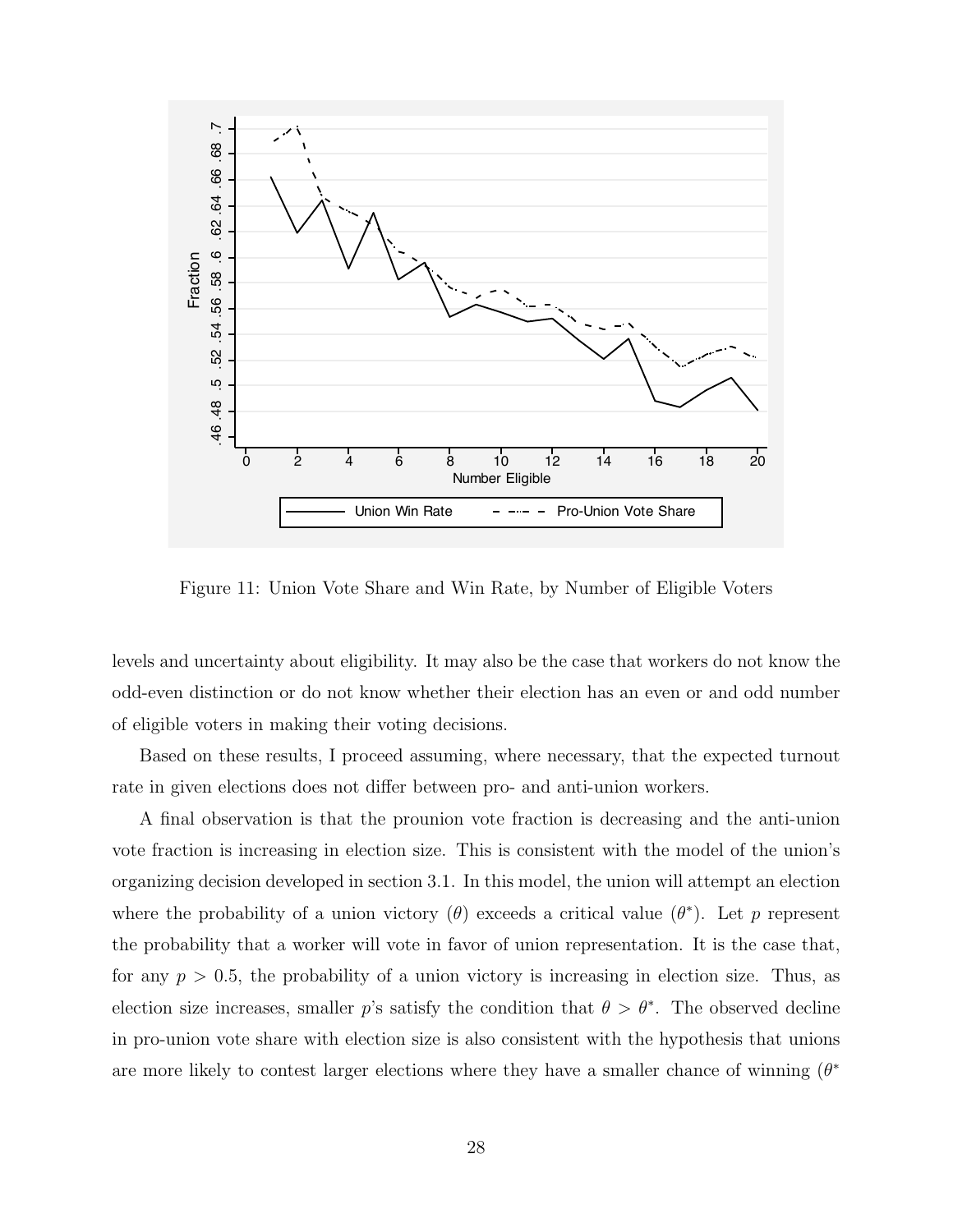Figure 11: Union Vote Share and Win Rate, by Number of Eligible Voters

levels and uncertainty about eligibility. It may also be the case that workers do not know the odd-even distinction or do not know whether their election has an even or and odd number of eligible voters in making their voting decisions.

Based on these results, I proceed assuming, where necessary, that the expected turnout rate in given elections does not differ between pro- and anti-union workers.

A final observation is that the prounion vote fraction is decreasing and the anti-union vote fraction is increasing in election size. This is consistent with the model of the union's organizing decision developed in section 3.1. In this model, the union will attempt an election where the probability of a union victory ($\theta$) exceeds a critical value ($\theta^*$). Let $p$ represent the probability that a worker will vote in favor of union representation. It is the case that, for any $p > 0.5$, the probability of a union victory is increasing in election size. Thus, as election size increases, smaller $p$'s satisfy the condition that $\theta > \theta^*$. The observed decline in pro-union vote share with election size is also consistent with the hypothesis that unions are more likely to contest larger elections where they have a smaller chance of winning ($\theta^*$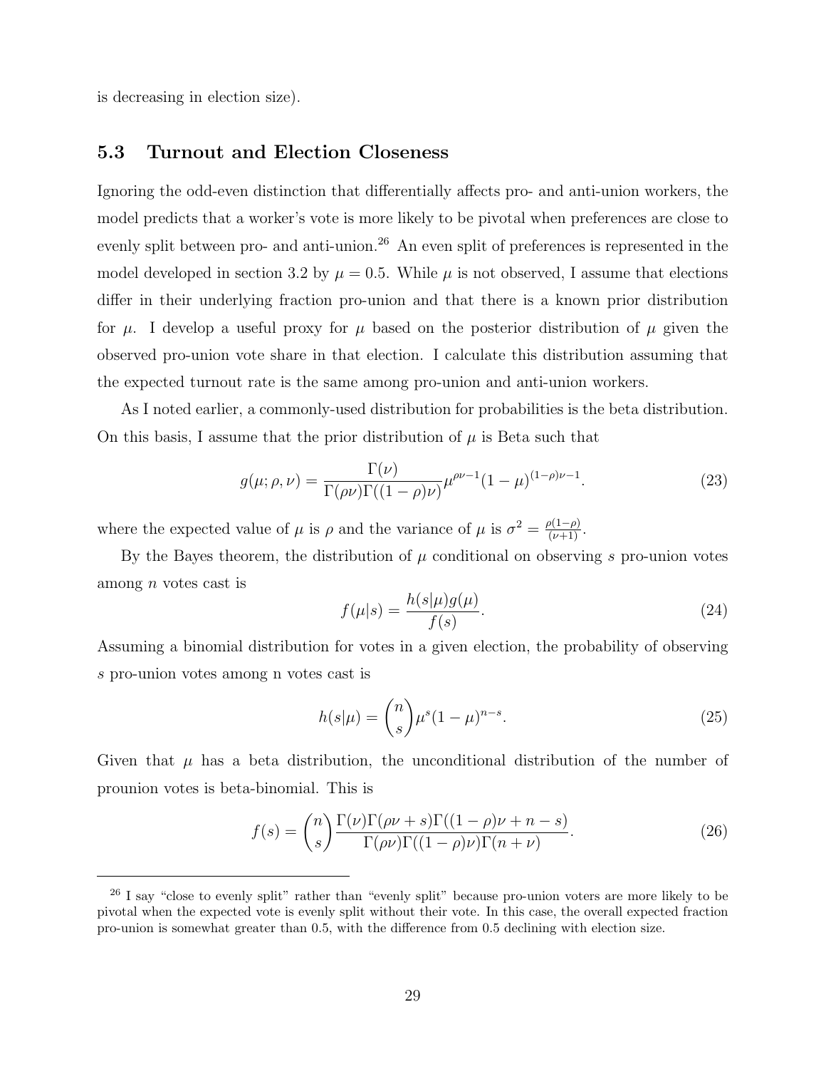is decreasing in election size).

### 5.3 Turnout and Election Closeness

Ignoring the odd-even distinction that differentially affects pro- and anti-union workers, the model predicts that a worker's vote is more likely to be pivotal when preferences are close to evenly split between pro- and anti-union.[26] An even split of preferences is represented in the model developed in section 3.2 by $\mu = 0.5$. While $\mu$ is not observed, I assume that elections differ in their underlying fraction pro-union and that there is a known prior distribution for $\mu$. I develop a useful proxy for $\mu$ based on the posterior distribution of $\mu$ given the observed pro-union vote share in that election. I calculate this distribution assuming that the expected turnout rate is the same among pro-union and anti-union workers.

As I noted earlier, a commonly-used distribution for probabilities is the beta distribution. On this basis, I assume that the prior distribution of $\mu$ is Beta such that

$$g(\mu; \rho, \nu) = \frac{\Gamma(\nu)}{\Gamma(\rho\nu)\Gamma((1-\rho)\nu)} \mu^{\rho\nu - 1} (1-\mu)^{(1-\rho)\nu - 1}. \tag{23}$$

where the expected value of $\mu$ is $\rho$ and the variance of $\mu$ is $\sigma^2 = \frac{\rho(1-\rho)}{(\nu+1)}$.

By the Bayes theorem, the distribution of $\mu$ conditional on observing $s$ pro-union votes among $n$ votes cast is

$$f(\mu|s) = \frac{h(s|\mu)g(\mu)}{f(s)}. \tag{24}$$

Assuming a binomial distribution for votes in a given election, the probability of observing $s$ pro-union votes among n votes cast is

$$h(s|\mu) = \binom{n}{s} \mu^s (1-\mu)^{n-s}. \tag{25}$$

Given that $\mu$ has a beta distribution, the unconditional distribution of the number of prounion votes is beta-binomial. This is

$$f(s) = \binom{n}{s} \frac{\Gamma(\nu)\Gamma(\rho\nu + s)\Gamma((1-\rho)\nu + n - s)}{\Gamma(\rho\nu)\Gamma((1-\rho)\nu)\Gamma(n+\nu)}. \tag{26}$$

[26] I say "close to evenly split" rather than "evenly split" because pro-union voters are more likely to be pivotal when the expected vote is evenly split without their vote. In this case, the overall expected fraction pro-union is somewhat greater than 0.5, with the difference from 0.5 declining with election size.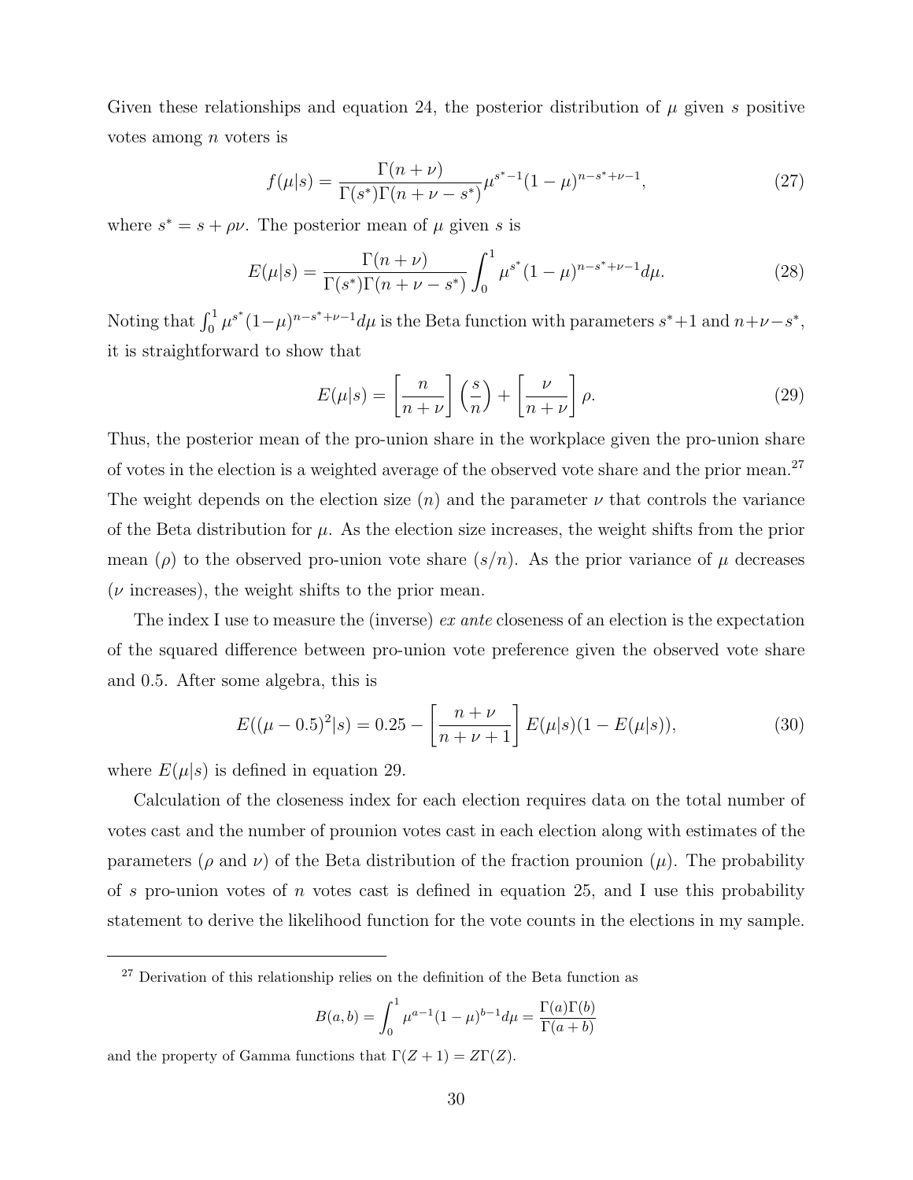Given these relationships and equation 24, the posterior distribution of $\mu$ given $s$ positive votes among $n$ voters is

$$f(\mu|s) = \frac{\Gamma(n+\nu)}{\Gamma(s^*)\Gamma(n+\nu-s^*)}\mu^{s^*-1}(1-\mu)^{n-s^*+\nu-1}, \tag{27}$$

where $s^* = s + \rho\nu$. The posterior mean of $\mu$ given $s$ is

$$E(\mu|s) = \frac{\Gamma(n+\nu)}{\Gamma(s^*)\Gamma(n+\nu-s^*)}\int_0^1 \mu^{s^*}(1-\mu)^{n-s^*+\nu-1}d\mu. \tag{28}$$

Noting that $\int_0^1 \mu^{s^*}(1-\mu)^{n-s^*+\nu-1}d\mu$ is the Beta function with parameters $s^*+1$ and $n+\nu-s^*$, it is straightforward to show that

$$E(\mu|s) = \left[\frac{n}{n+\nu}\right]\left(\frac{s}{n}\right) + \left[\frac{\nu}{n+\nu}\right]\rho. \tag{29}$$

Thus, the posterior mean of the pro-union share in the workplace given the pro-union share of votes in the election is a weighted average of the observed vote share and the prior mean.[27] The weight depends on the election size ($n$) and the parameter $\nu$ that controls the variance of the Beta distribution for $\mu$. As the election size increases, the weight shifts from the prior mean ($\rho$) to the observed pro-union vote share ($s/n$). As the prior variance of $\mu$ decreases ($\nu$ increases), the weight shifts to the prior mean.

The index I use to measure the (inverse) *ex ante* closeness of an election is the expectation of the squared difference between pro-union vote preference given the observed vote share and 0.5. After some algebra, this is

$$E((\mu - 0.5)^2|s) = 0.25 - \left[\frac{n+\nu}{n+\nu+1}\right]E(\mu|s)(1-E(\mu|s)), \tag{30}$$

where $E(\mu|s)$ is defined in equation 29.

Calculation of the closeness index for each election requires data on the total number of votes cast and the number of prounion votes cast in each election along with estimates of the parameters ($\rho$ and $\nu$) of the Beta distribution of the fraction prounion ($\mu$). The probability of $s$ pro-union votes of $n$ votes cast is defined in equation 25, and I use this probability statement to derive the likelihood function for the vote counts in the elections in my sample.

---

[27] Derivation of this relationship relies on the definition of the Beta function as

$$B(a,b) = \int_0^1 \mu^{a-1}(1-\mu)^{b-1}d\mu = \frac{\Gamma(a)\Gamma(b)}{\Gamma(a+b)}$$

and the property of Gamma functions that $\Gamma(Z+1) = Z\Gamma(Z)$.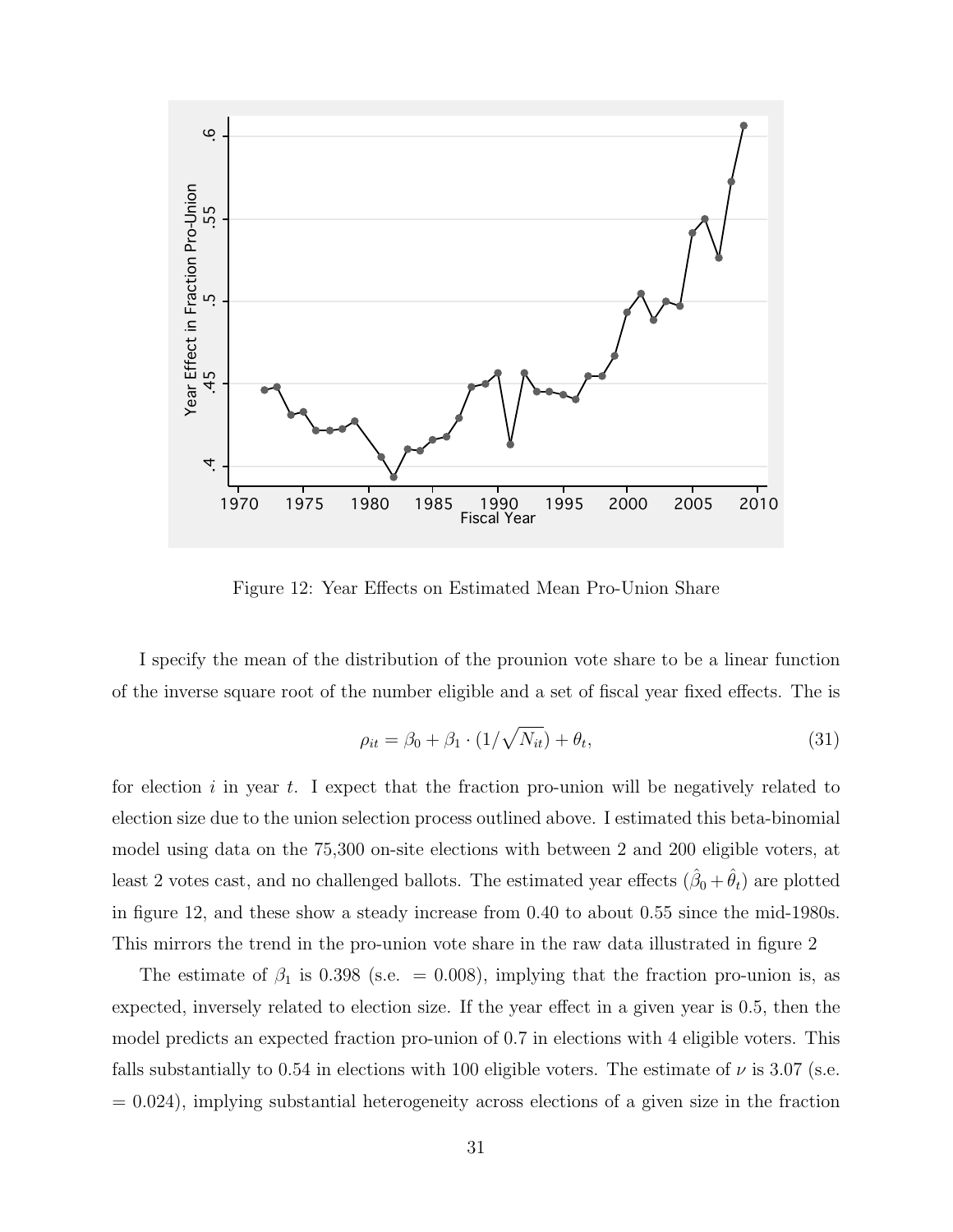Figure 12: Year Effects on Estimated Mean Pro-Union Share

I specify the mean of the distribution of the prounion vote share to be a linear function of the inverse square root of the number eligible and a set of fiscal year fixed effects. The is

$$\rho_{it} = \beta_0 + \beta_1 \cdot (1/\sqrt{N_{it}}) + \theta_t, \tag{31}$$

for election $i$ in year $t$. I expect that the fraction pro-union will be negatively related to election size due to the union selection process outlined above. I estimated this beta-binomial model using data on the 75,300 on-site elections with between 2 and 200 eligible voters, at least 2 votes cast, and no challenged ballots. The estimated year effects ($\hat{\beta}_0 + \hat{\theta}_t$) are plotted in figure 12, and these show a steady increase from 0.40 to about 0.55 since the mid-1980s. This mirrors the trend in the pro-union vote share in the raw data illustrated in figure 2

The estimate of $\beta_1$ is 0.398 (s.e. $= 0.008$), implying that the fraction pro-union is, as expected, inversely related to election size. If the year effect in a given year is 0.5, then the model predicts an expected fraction pro-union of 0.7 in elections with 4 eligible voters. This falls substantially to 0.54 in elections with 100 eligible voters. The estimate of $\nu$ is 3.07 (s.e. $= 0.024$), implying substantial heterogeneity across elections of a given size in the fraction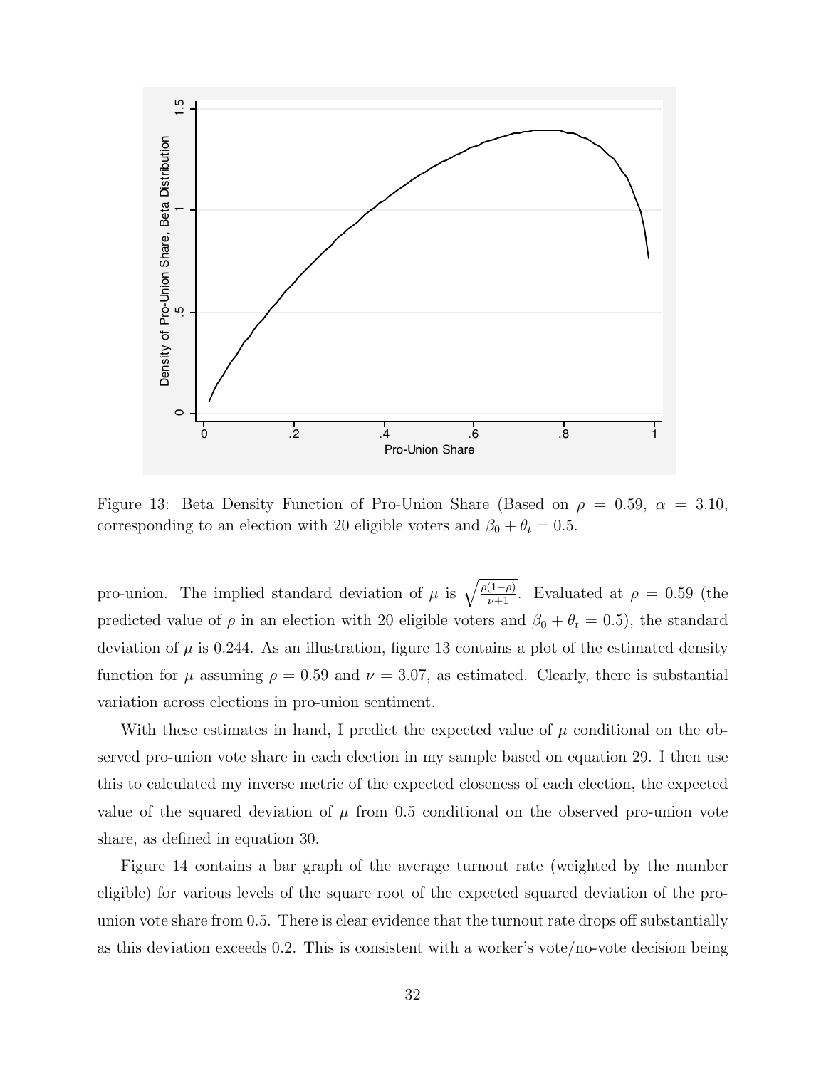Figure 13: Beta Density Function of Pro-Union Share (Based on $\rho = 0.59$, $\alpha = 3.10$, corresponding to an election with 20 eligible voters and $\beta_0 + \theta_t = 0.5$.

pro-union. The implied standard deviation of $\mu$ is $\sqrt{\frac{\rho(1-\rho)}{\nu+1}}$. Evaluated at $\rho = 0.59$ (the predicted value of $\rho$ in an election with 20 eligible voters and $\beta_0 + \theta_t = 0.5$), the standard deviation of $\mu$ is 0.244. As an illustration, figure 13 contains a plot of the estimated density function for $\mu$ assuming $\rho = 0.59$ and $\nu = 3.07$, as estimated. Clearly, there is substantial variation across elections in pro-union sentiment.

With these estimates in hand, I predict the expected value of $\mu$ conditional on the observed pro-union vote share in each election in my sample based on equation 29. I then use this to calculated my inverse metric of the expected closeness of each election, the expected value of the squared deviation of $\mu$ from 0.5 conditional on the observed pro-union vote share, as defined in equation 30.

Figure 14 contains a bar graph of the average turnout rate (weighted by the number eligible) for various levels of the square root of the expected squared deviation of the pro-union vote share from 0.5. There is clear evidence that the turnout rate drops off substantially as this deviation exceeds 0.2. This is consistent with a worker's vote/no-vote decision being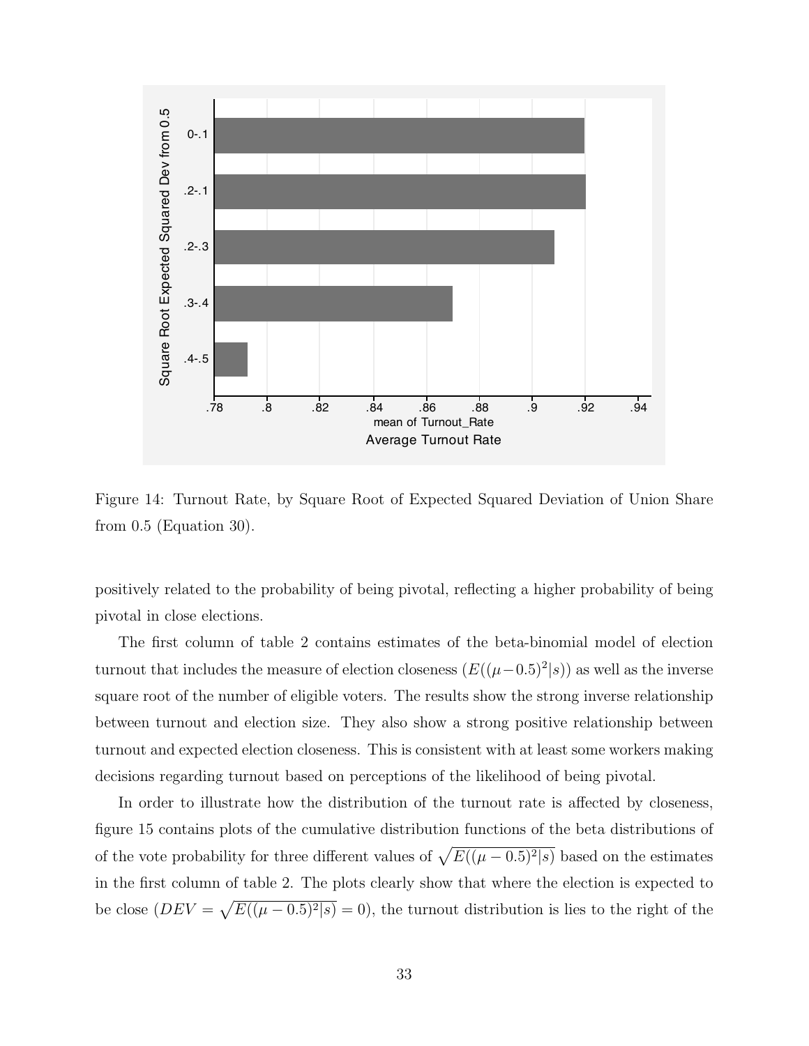Figure 14: Turnout Rate, by Square Root of Expected Squared Deviation of Union Share from 0.5 (Equation 30).

positively related to the probability of being pivotal, reflecting a higher probability of being pivotal in close elections.

The first column of table 2 contains estimates of the beta-binomial model of election turnout that includes the measure of election closeness ($E((\mu-0.5)^2|s)$) as well as the inverse square root of the number of eligible voters. The results show the strong inverse relationship between turnout and election size. They also show a strong positive relationship between turnout and expected election closeness. This is consistent with at least some workers making decisions regarding turnout based on perceptions of the likelihood of being pivotal.

In order to illustrate how the distribution of the turnout rate is affected by closeness, figure 15 contains plots of the cumulative distribution functions of the beta distributions of of the vote probability for three different values of $\sqrt{E((\mu-0.5)^2|s)}$ based on the estimates in the first column of table 2. The plots clearly show that where the election is expected to be close ($DEV = \sqrt{E((\mu-0.5)^2|s)} = 0$), the turnout distribution is lies to the right of the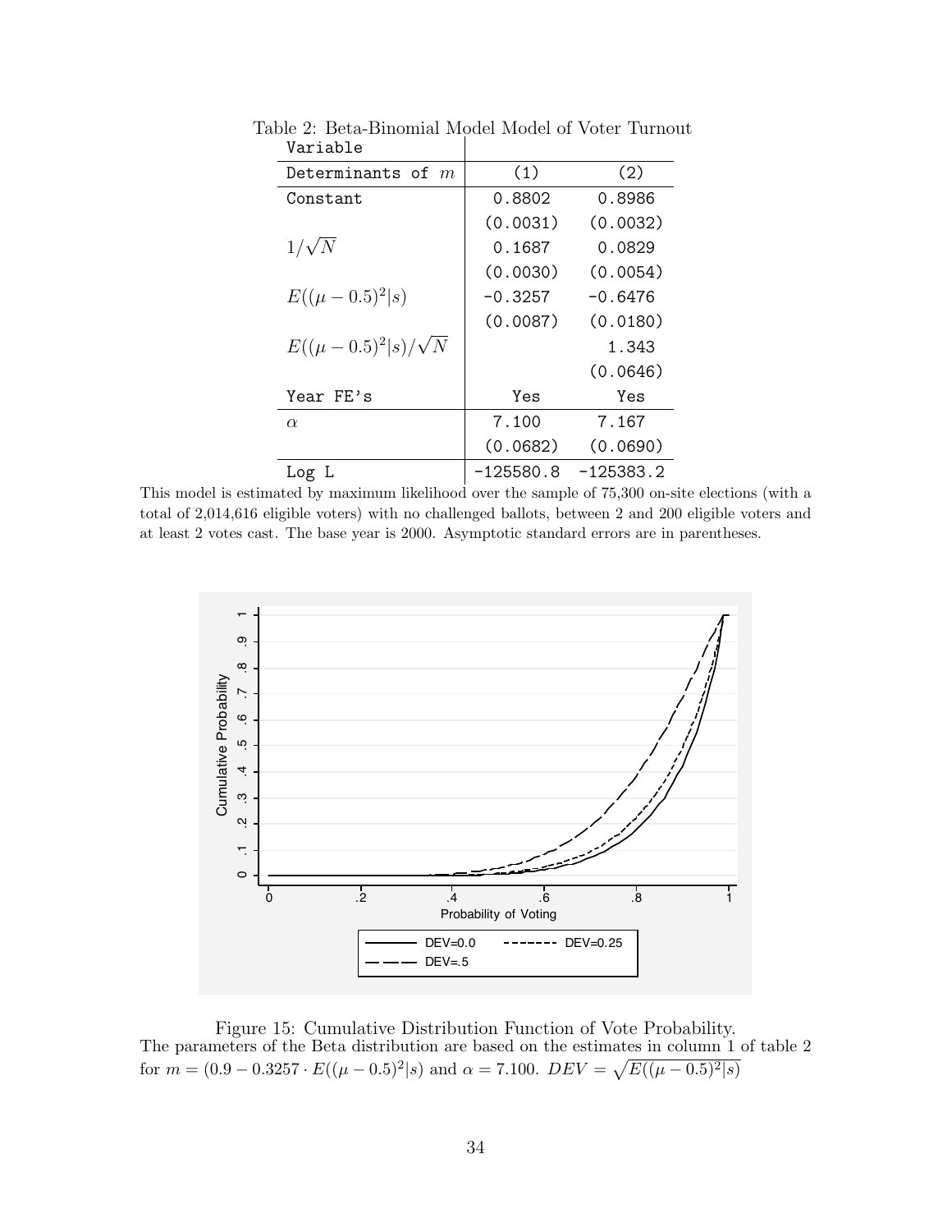Table 2: Beta-Binomial Model Model of Voter Turnout

| Variable | | |
|---|---|---|
| Determinants of $m$ | (1) | (2) |
| Constant | 0.8802 | 0.8986 |
| | (0.0031) | (0.0032) |
| $1/\sqrt{N}$ | 0.1687 | 0.0829 |
| | (0.0030) | (0.0054) |
| $E((\mu - 0.5)^2 \vert s)$ | -0.3257 | -0.6476 |
| | (0.0087) | (0.0180) |
| $E((\mu - 0.5)^2 \vert s)/\sqrt{N}$ | | 1.343 |
| | | (0.0646) |
| Year FE's | Yes | Yes |
| $\alpha$ | 7.100 | 7.167 |
| | (0.0682) | (0.0690) |
| Log L | -125580.8 | -125383.2 |

This model is estimated by maximum likelihood over the sample of 75,300 on-site elections (with a total of 2,014,616 eligible voters) with no challenged ballots, between 2 and 200 eligible voters and at least 2 votes cast. The base year is 2000. Asymptotic standard errors are in parentheses.

Figure 15: Cumulative Distribution Function of Vote Probability.
The parameters of the Beta distribution are based on the estimates in column 1 of table 2 for $m = (0.9 - 0.3257 \cdot E((\mu - 0.5)^2|s)$ and $\alpha = 7.100$. $DEV = \sqrt{E((\mu - 0.5)^2|s)}$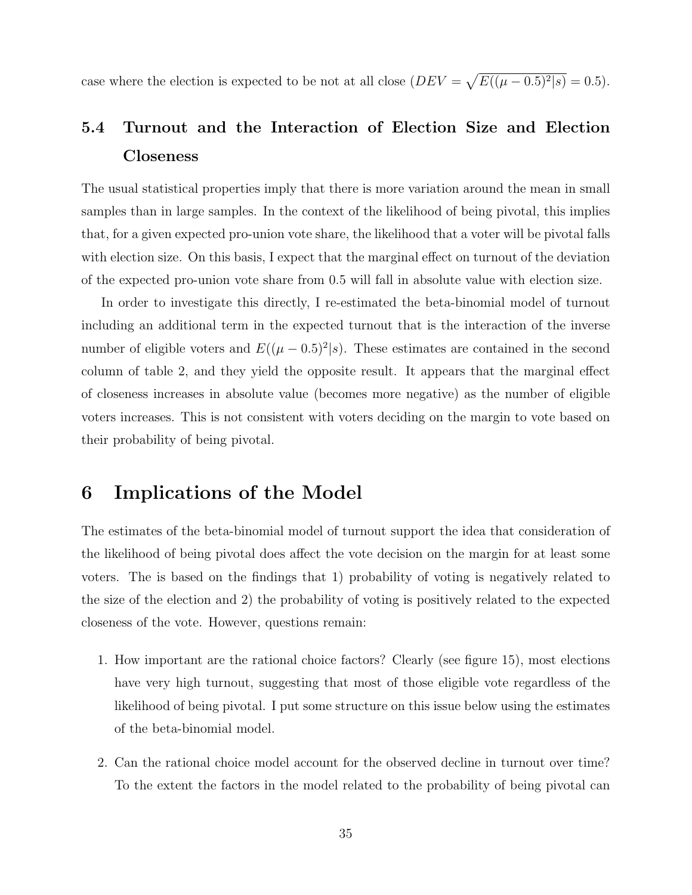case where the election is expected to be not at all close ($DEV = \sqrt{E((\mu - 0.5)^2|s)} = 0.5$).

### 5.4 Turnout and the Interaction of Election Size and Election Closeness

The usual statistical properties imply that there is more variation around the mean in small samples than in large samples. In the context of the likelihood of being pivotal, this implies that, for a given expected pro-union vote share, the likelihood that a voter will be pivotal falls with election size. On this basis, I expect that the marginal effect on turnout of the deviation of the expected pro-union vote share from 0.5 will fall in absolute value with election size.

In order to investigate this directly, I re-estimated the beta-binomial model of turnout including an additional term in the expected turnout that is the interaction of the inverse number of eligible voters and $E((\mu - 0.5)^2|s)$. These estimates are contained in the second column of table 2, and they yield the opposite result. It appears that the marginal effect of closeness increases in absolute value (becomes more negative) as the number of eligible voters increases. This is not consistent with voters deciding on the margin to vote based on their probability of being pivotal.

## 6 Implications of the Model

The estimates of the beta-binomial model of turnout support the idea that consideration of the likelihood of being pivotal does affect the vote decision on the margin for at least some voters. The is based on the findings that 1) probability of voting is negatively related to the size of the election and 2) the probability of voting is positively related to the expected closeness of the vote. However, questions remain:

1. How important are the rational choice factors? Clearly (see figure 15), most elections have very high turnout, suggesting that most of those eligible vote regardless of the likelihood of being pivotal. I put some structure on this issue below using the estimates of the beta-binomial model.

2. Can the rational choice model account for the observed decline in turnout over time? To the extent the factors in the model related to the probability of being pivotal can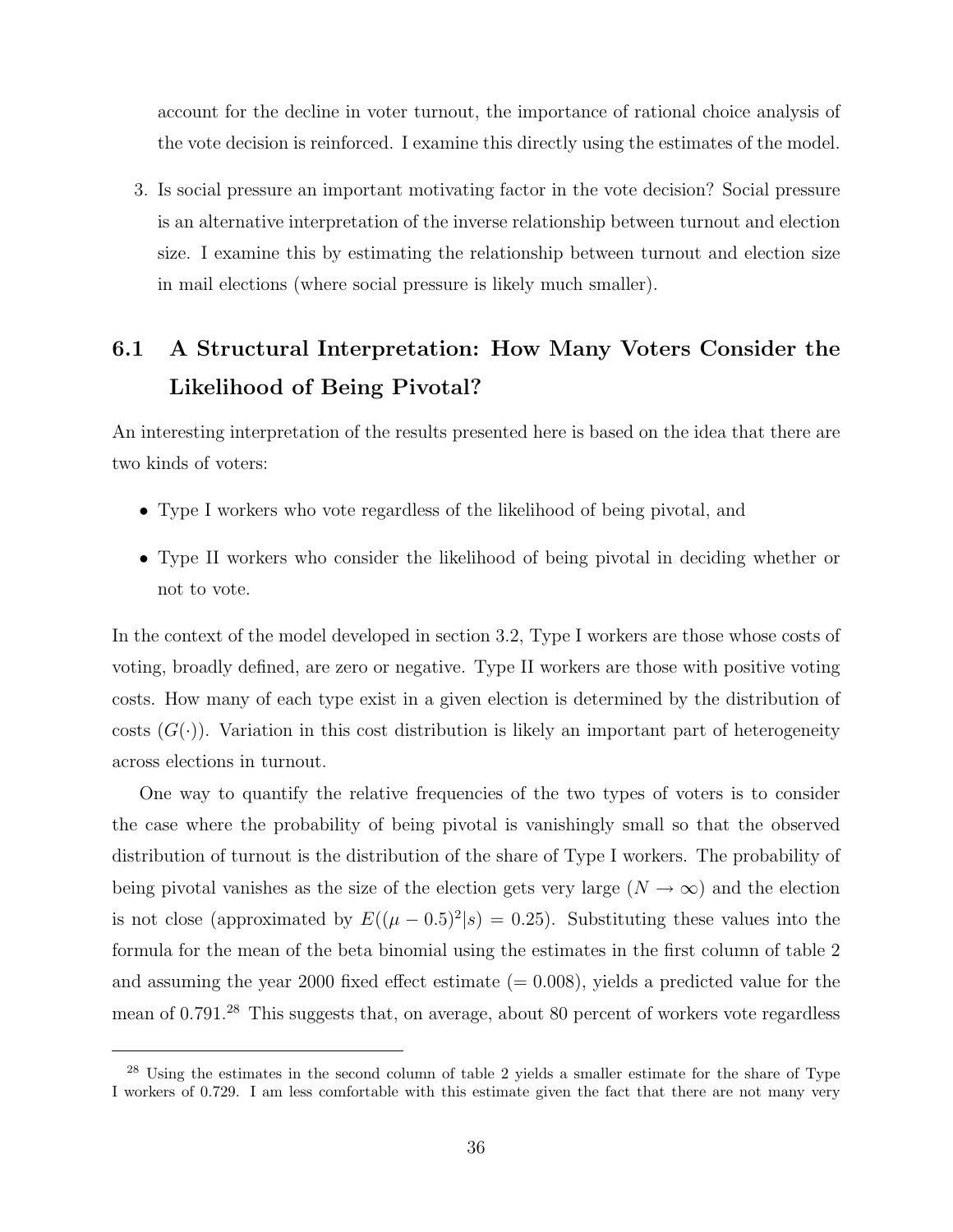account for the decline in voter turnout, the importance of rational choice analysis of the vote decision is reinforced. I examine this directly using the estimates of the model.

3. Is social pressure an important motivating factor in the vote decision? Social pressure is an alternative interpretation of the inverse relationship between turnout and election size. I examine this by estimating the relationship between turnout and election size in mail elections (where social pressure is likely much smaller).

## 6.1 A Structural Interpretation: How Many Voters Consider the Likelihood of Being Pivotal?

An interesting interpretation of the results presented here is based on the idea that there are two kinds of voters:

- Type I workers who vote regardless of the likelihood of being pivotal, and
- Type II workers who consider the likelihood of being pivotal in deciding whether or not to vote.

In the context of the model developed in section 3.2, Type I workers are those whose costs of voting, broadly defined, are zero or negative. Type II workers are those with positive voting costs. How many of each type exist in a given election is determined by the distribution of costs ($G(\cdot)$). Variation in this cost distribution is likely an important part of heterogeneity across elections in turnout.

One way to quantify the relative frequencies of the two types of voters is to consider the case where the probability of being pivotal is vanishingly small so that the observed distribution of turnout is the distribution of the share of Type I workers. The probability of being pivotal vanishes as the size of the election gets very large ($N \to \infty$) and the election is not close (approximated by $E((\mu - 0.5)^2|s) = 0.25$). Substituting these values into the formula for the mean of the beta binomial using the estimates in the first column of table 2 and assuming the year 2000 fixed effect estimate ($= 0.008$), yields a predicted value for the mean of 0.791.[28] This suggests that, on average, about 80 percent of workers vote regardless

[28] Using the estimates in the second column of table 2 yields a smaller estimate for the share of Type I workers of 0.729. I am less comfortable with this estimate given the fact that there are not many very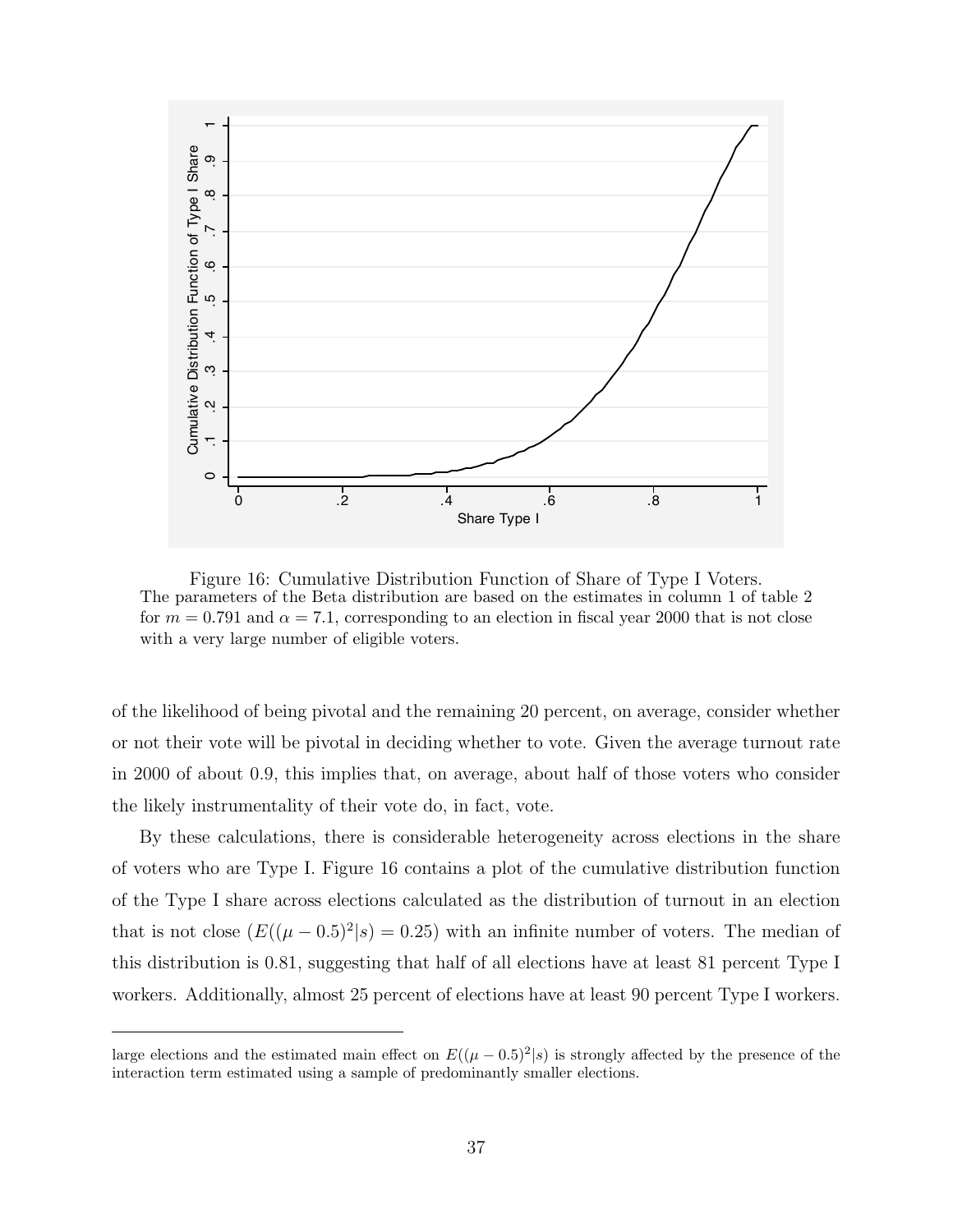Figure 16: Cumulative Distribution Function of Share of Type I Voters.
The parameters of the Beta distribution are based on the estimates in column 1 of table 2 for $m = 0.791$ and $\alpha = 7.1$, corresponding to an election in fiscal year 2000 that is not close with a very large number of eligible voters.

of the likelihood of being pivotal and the remaining 20 percent, on average, consider whether or not their vote will be pivotal in deciding whether to vote. Given the average turnout rate in 2000 of about 0.9, this implies that, on average, about half of those voters who consider the likely instrumentality of their vote do, in fact, vote.

By these calculations, there is considerable heterogeneity across elections in the share of voters who are Type I. Figure 16 contains a plot of the cumulative distribution function of the Type I share across elections calculated as the distribution of turnout in an election that is not close ($E((\mu - 0.5)^2|s) = 0.25$) with an infinite number of voters. The median of this distribution is 0.81, suggesting that half of all elections have at least 81 percent Type I workers. Additionally, almost 25 percent of elections have at least 90 percent Type I workers.

large elections and the estimated main effect on $E((\mu - 0.5)^2|s)$ is strongly affected by the presence of the interaction term estimated using a sample of predominantly smaller elections.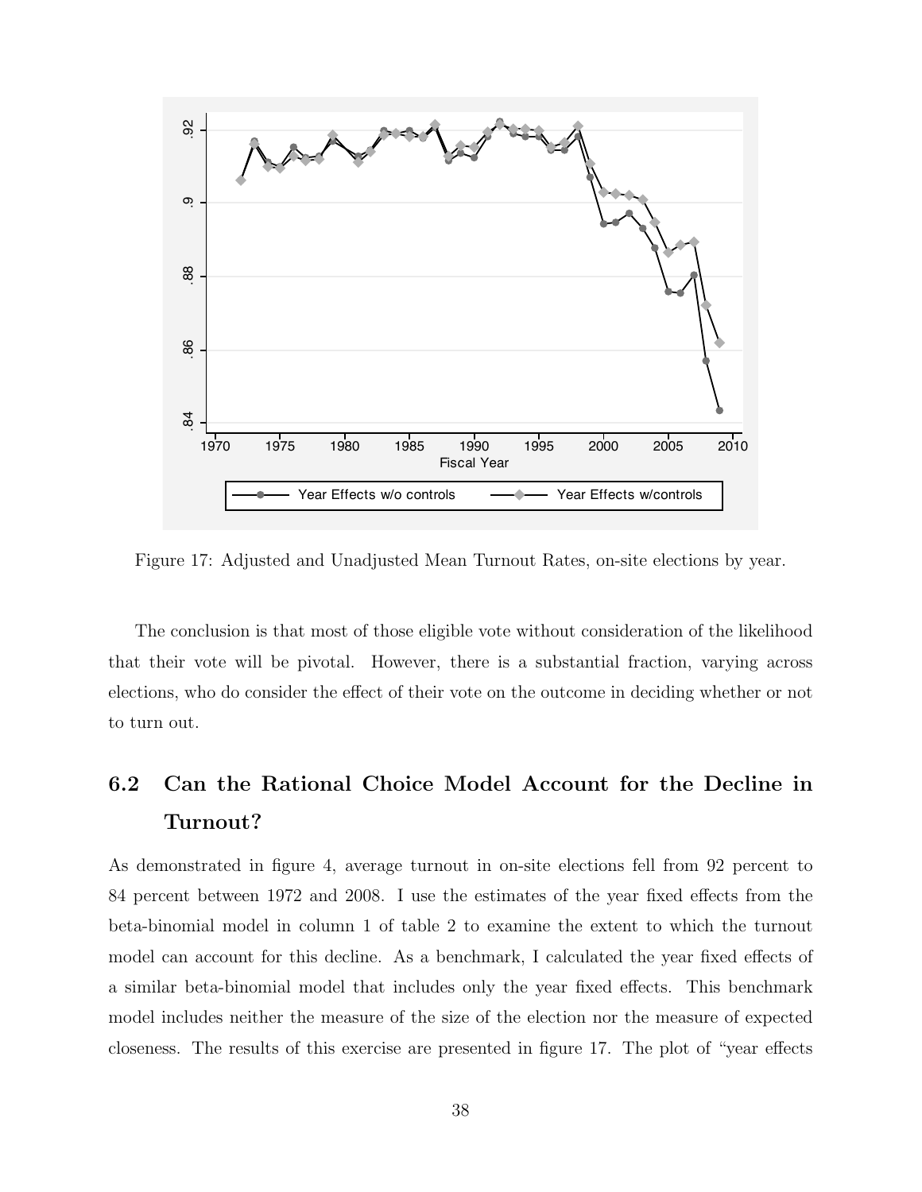Figure 17: Adjusted and Unadjusted Mean Turnout Rates, on-site elections by year.

The conclusion is that most of those eligible vote without consideration of the likelihood that their vote will be pivotal. However, there is a substantial fraction, varying across elections, who do consider the effect of their vote on the outcome in deciding whether or not to turn out.

## 6.2 Can the Rational Choice Model Account for the Decline in Turnout?

As demonstrated in figure 4, average turnout in on-site elections fell from 92 percent to 84 percent between 1972 and 2008. I use the estimates of the year fixed effects from the beta-binomial model in column 1 of table 2 to examine the extent to which the turnout model can account for this decline. As a benchmark, I calculated the year fixed effects of a similar beta-binomial model that includes only the year fixed effects. This benchmark model includes neither the measure of the size of the election nor the measure of expected closeness. The results of this exercise are presented in figure 17. The plot of "year effects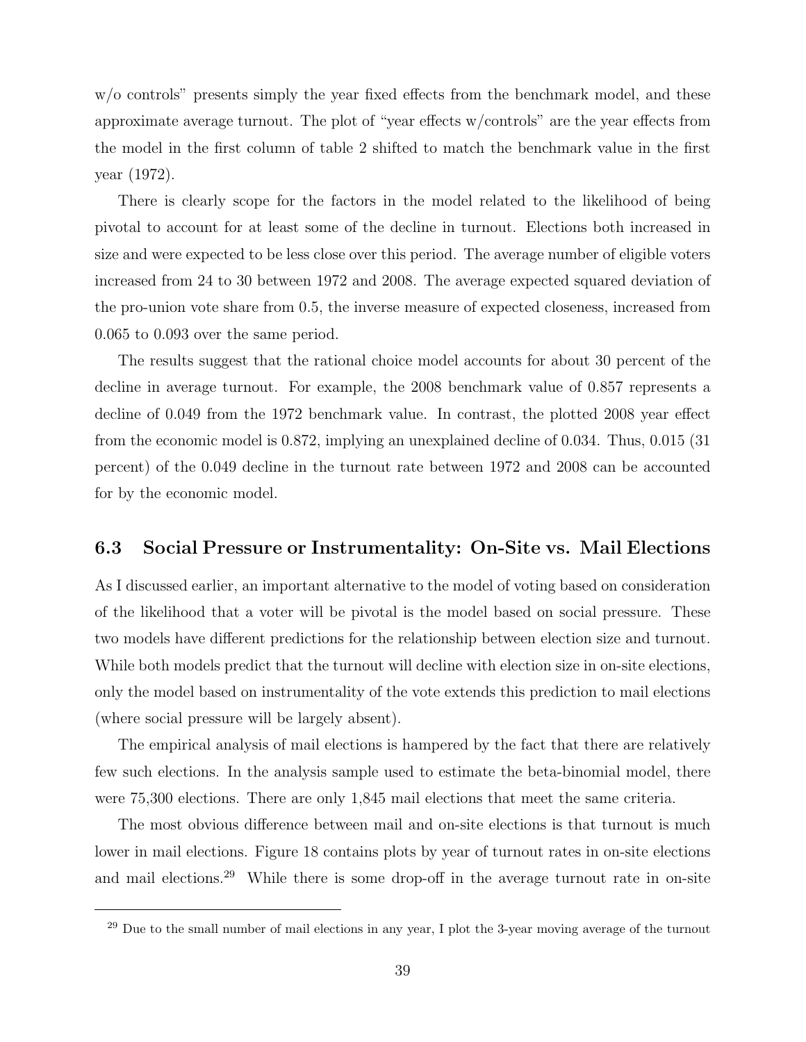w/o controls" presents simply the year fixed effects from the benchmark model, and these approximate average turnout. The plot of "year effects w/controls" are the year effects from the model in the first column of table 2 shifted to match the benchmark value in the first year (1972).

There is clearly scope for the factors in the model related to the likelihood of being pivotal to account for at least some of the decline in turnout. Elections both increased in size and were expected to be less close over this period. The average number of eligible voters increased from 24 to 30 between 1972 and 2008. The average expected squared deviation of the pro-union vote share from 0.5, the inverse measure of expected closeness, increased from 0.065 to 0.093 over the same period.

The results suggest that the rational choice model accounts for about 30 percent of the decline in average turnout. For example, the 2008 benchmark value of 0.857 represents a decline of 0.049 from the 1972 benchmark value. In contrast, the plotted 2008 year effect from the economic model is 0.872, implying an unexplained decline of 0.034. Thus, 0.015 (31 percent) of the 0.049 decline in the turnout rate between 1972 and 2008 can be accounted for by the economic model.

### 6.3 Social Pressure or Instrumentality: On-Site vs. Mail Elections

As I discussed earlier, an important alternative to the model of voting based on consideration of the likelihood that a voter will be pivotal is the model based on social pressure. These two models have different predictions for the relationship between election size and turnout. While both models predict that the turnout will decline with election size in on-site elections, only the model based on instrumentality of the vote extends this prediction to mail elections (where social pressure will be largely absent).

The empirical analysis of mail elections is hampered by the fact that there are relatively few such elections. In the analysis sample used to estimate the beta-binomial model, there were 75,300 elections. There are only 1,845 mail elections that meet the same criteria.

The most obvious difference between mail and on-site elections is that turnout is much lower in mail elections. Figure 18 contains plots by year of turnout rates in on-site elections and mail elections.[29] While there is some drop-off in the average turnout rate in on-site

[29] Due to the small number of mail elections in any year, I plot the 3-year moving average of the turnout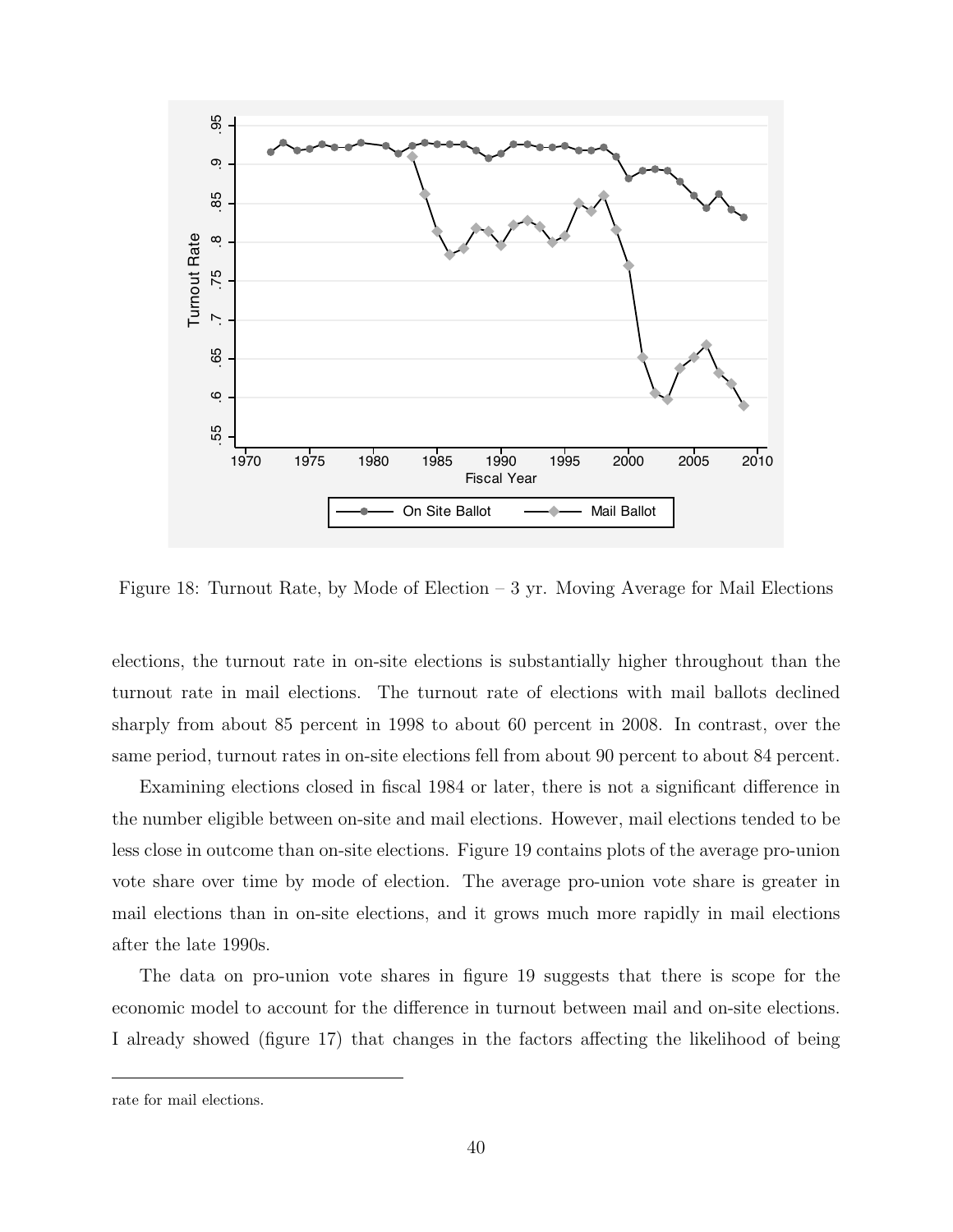Figure 18: Turnout Rate, by Mode of Election – 3 yr. Moving Average for Mail Elections

elections, the turnout rate in on-site elections is substantially higher throughout than the turnout rate in mail elections. The turnout rate of elections with mail ballots declined sharply from about 85 percent in 1998 to about 60 percent in 2008. In contrast, over the same period, turnout rates in on-site elections fell from about 90 percent to about 84 percent.

Examining elections closed in fiscal 1984 or later, there is not a significant difference in the number eligible between on-site and mail elections. However, mail elections tended to be less close in outcome than on-site elections. Figure 19 contains plots of the average pro-union vote share over time by mode of election. The average pro-union vote share is greater in mail elections than in on-site elections, and it grows much more rapidly in mail elections after the late 1990s.

The data on pro-union vote shares in figure 19 suggests that there is scope for the economic model to account for the difference in turnout between mail and on-site elections. I already showed (figure 17) that changes in the factors affecting the likelihood of being

rate for mail elections.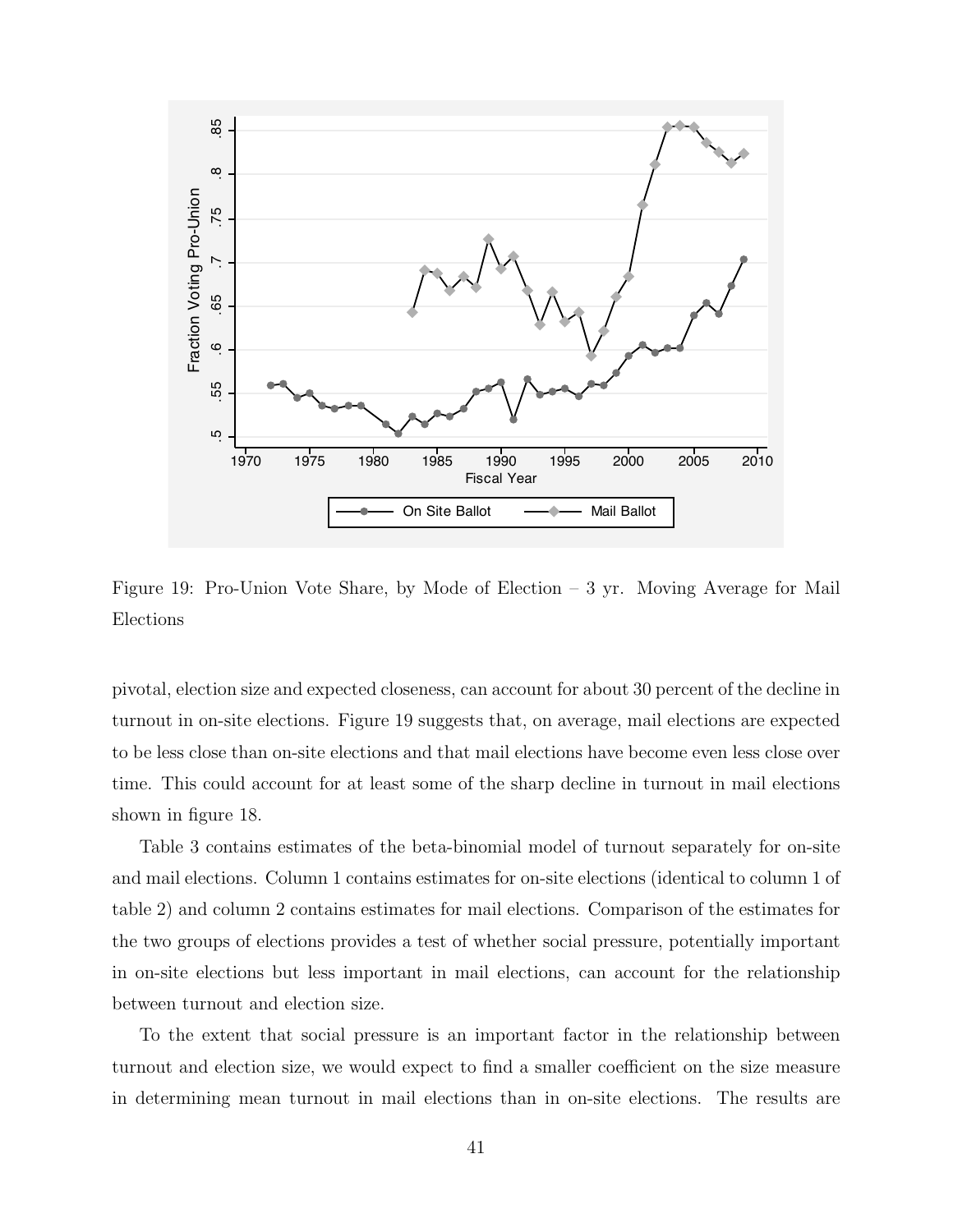Figure 19: Pro-Union Vote Share, by Mode of Election – 3 yr. Moving Average for Mail Elections

pivotal, election size and expected closeness, can account for about 30 percent of the decline in turnout in on-site elections. Figure 19 suggests that, on average, mail elections are expected to be less close than on-site elections and that mail elections have become even less close over time. This could account for at least some of the sharp decline in turnout in mail elections shown in figure 18.

Table 3 contains estimates of the beta-binomial model of turnout separately for on-site and mail elections. Column 1 contains estimates for on-site elections (identical to column 1 of table 2) and column 2 contains estimates for mail elections. Comparison of the estimates for the two groups of elections provides a test of whether social pressure, potentially important in on-site elections but less important in mail elections, can account for the relationship between turnout and election size.

To the extent that social pressure is an important factor in the relationship between turnout and election size, we would expect to find a smaller coefficient on the size measure in determining mean turnout in mail elections than in on-site elections. The results are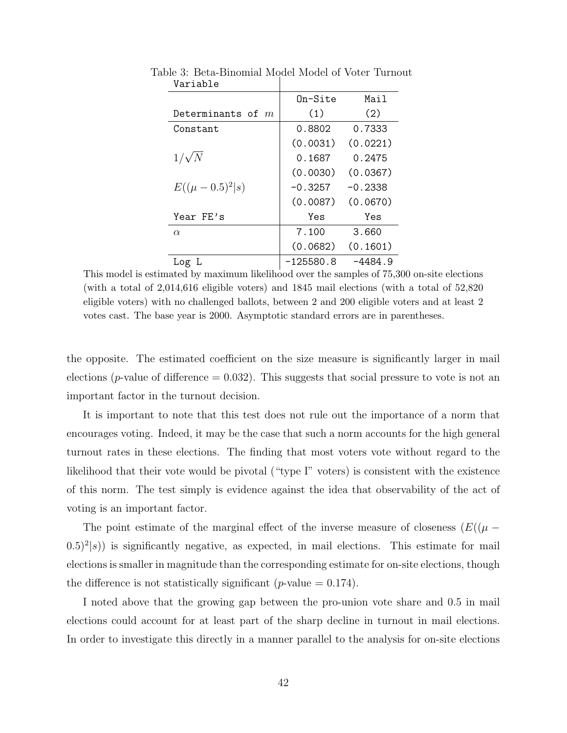Table 3: Beta-Binomial Model Model of Voter Turnout

| Variable | | |
|---|---|---|
| | On-Site | Mail |
| Determinants of $m$ | (1) | (2) |
| Constant | 0.8802 | 0.7333 |
| | (0.0031) | (0.0221) |
| $1/\sqrt{N}$ | 0.1687 | 0.2475 |
| | (0.0030) | (0.0367) |
| $E((\mu - 0.5)^2 \mid s)$ | -0.3257 | -0.2338 |
| | (0.0087) | (0.0670) |
| Year FE's | Yes | Yes |
| $\alpha$ | 7.100 | 3.660 |
| | (0.0682) | (0.1601) |
| Log L | -125580.8 | -4484.9 |

This model is estimated by maximum likelihood over the samples of 75,300 on-site elections (with a total of 2,014,616 eligible voters) and 1845 mail elections (with a total of 52,820 eligible voters) with no challenged ballots, between 2 and 200 eligible voters and at least 2 votes cast. The base year is 2000. Asymptotic standard errors are in parentheses.

the opposite. The estimated coefficient on the size measure is significantly larger in mail elections ($p$-value of difference = 0.032). This suggests that social pressure to vote is not an important factor in the turnout decision.

It is important to note that this test does not rule out the importance of a norm that encourages voting. Indeed, it may be the case that such a norm accounts for the high general turnout rates in these elections. The finding that most voters vote without regard to the likelihood that their vote would be pivotal ("type I" voters) is consistent with the existence of this norm. The test simply is evidence against the idea that observability of the act of voting is an important factor.

The point estimate of the marginal effect of the inverse measure of closeness ($E((\mu - 0.5)^2 \mid s)$) is significantly negative, as expected, in mail elections. This estimate for mail elections is smaller in magnitude than the corresponding estimate for on-site elections, though the difference is not statistically significant ($p$-value = 0.174).

I noted above that the growing gap between the pro-union vote share and 0.5 in mail elections could account for at least part of the sharp decline in turnout in mail elections. In order to investigate this directly in a manner parallel to the analysis for on-site elections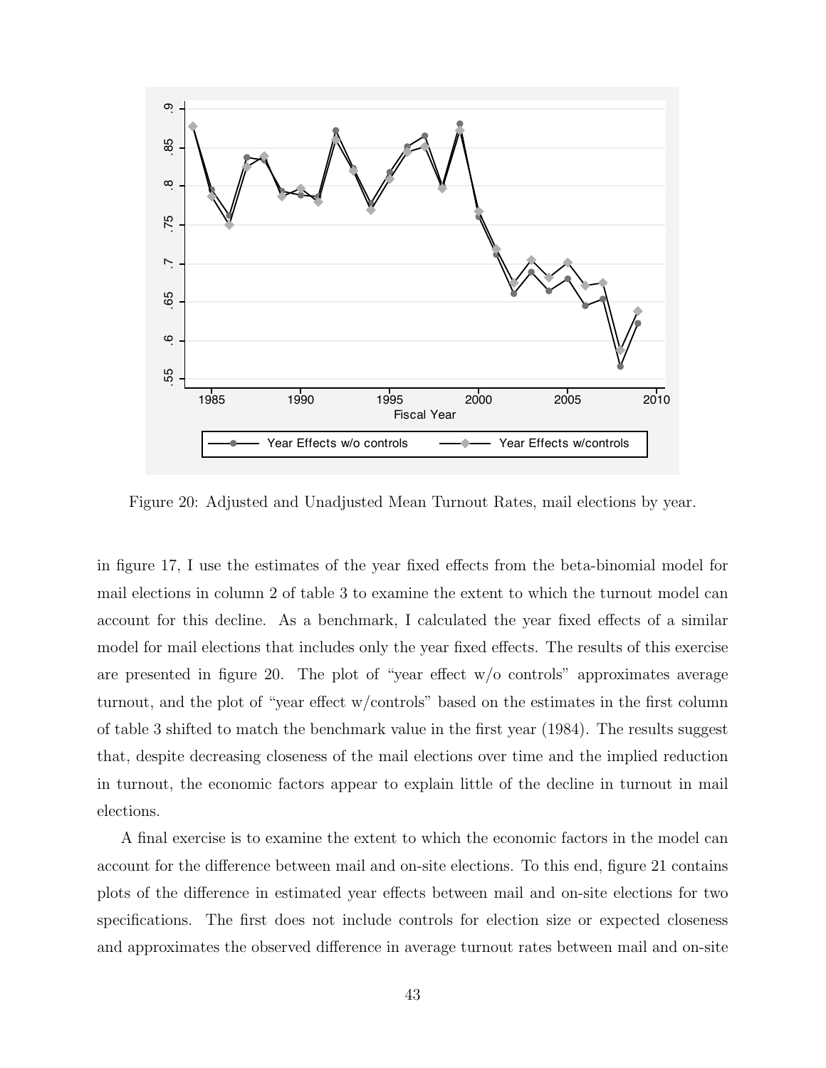Figure 20: Adjusted and Unadjusted Mean Turnout Rates, mail elections by year.

in figure 17, I use the estimates of the year fixed effects from the beta-binomial model for mail elections in column 2 of table 3 to examine the extent to which the turnout model can account for this decline. As a benchmark, I calculated the year fixed effects of a similar model for mail elections that includes only the year fixed effects. The results of this exercise are presented in figure 20. The plot of "year effect w/o controls" approximates average turnout, and the plot of "year effect w/controls" based on the estimates in the first column of table 3 shifted to match the benchmark value in the first year (1984). The results suggest that, despite decreasing closeness of the mail elections over time and the implied reduction in turnout, the economic factors appear to explain little of the decline in turnout in mail elections.

A final exercise is to examine the extent to which the economic factors in the model can account for the difference between mail and on-site elections. To this end, figure 21 contains plots of the difference in estimated year effects between mail and on-site elections for two specifications. The first does not include controls for election size or expected closeness and approximates the observed difference in average turnout rates between mail and on-site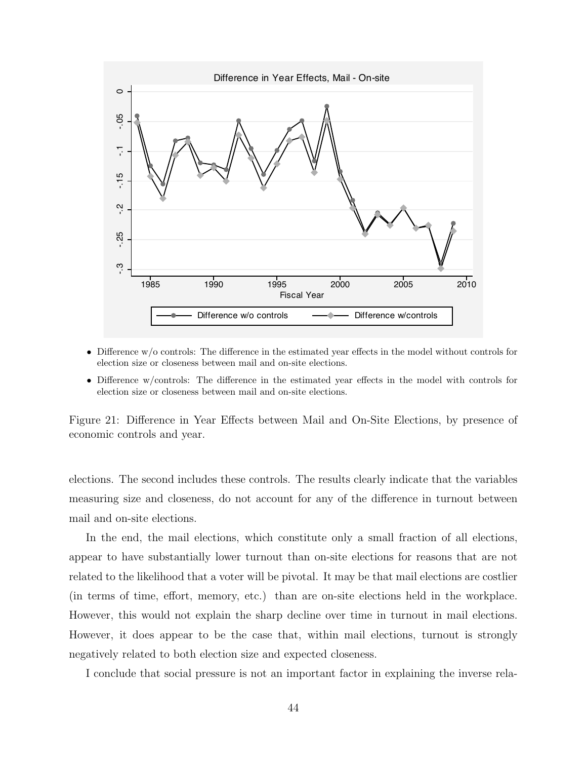- Difference w/o controls: The difference in the estimated year effects in the model without controls for election size or closeness between mail and on-site elections.
- Difference w/controls: The difference in the estimated year effects in the model with controls for election size or closeness between mail and on-site elections.

Figure 21: Difference in Year Effects between Mail and On-Site Elections, by presence of economic controls and year.

elections. The second includes these controls. The results clearly indicate that the variables measuring size and closeness, do not account for any of the difference in turnout between mail and on-site elections.

In the end, the mail elections, which constitute only a small fraction of all elections, appear to have substantially lower turnout than on-site elections for reasons that are not related to the likelihood that a voter will be pivotal. It may be that mail elections are costlier (in terms of time, effort, memory, etc.) than are on-site elections held in the workplace. However, this would not explain the sharp decline over time in turnout in mail elections. However, it does appear to be the case that, within mail elections, turnout is strongly negatively related to both election size and expected closeness.

I conclude that social pressure is not an important factor in explaining the inverse rela-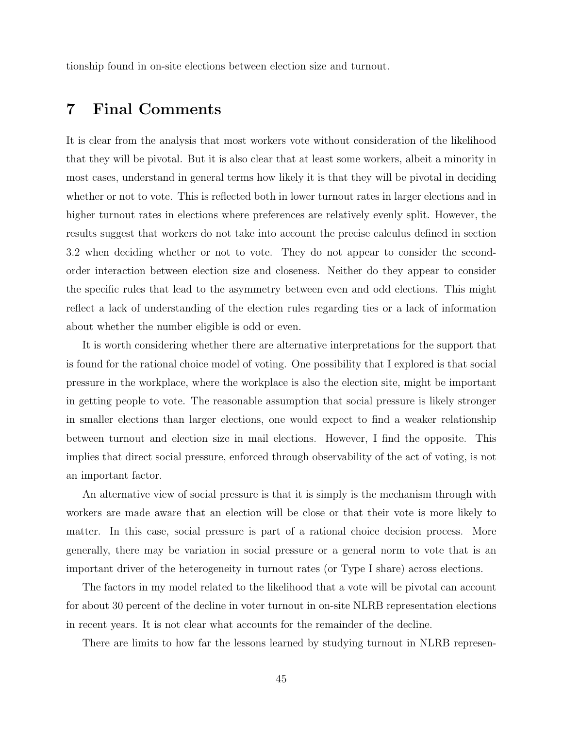tionship found in on-site elections between election size and turnout.

# 7 Final Comments

It is clear from the analysis that most workers vote without consideration of the likelihood that they will be pivotal. But it is also clear that at least some workers, albeit a minority in most cases, understand in general terms how likely it is that they will be pivotal in deciding whether or not to vote. This is reflected both in lower turnout rates in larger elections and in higher turnout rates in elections where preferences are relatively evenly split. However, the results suggest that workers do not take into account the precise calculus defined in section 3.2 when deciding whether or not to vote. They do not appear to consider the second-order interaction between election size and closeness. Neither do they appear to consider the specific rules that lead to the asymmetry between even and odd elections. This might reflect a lack of understanding of the election rules regarding ties or a lack of information about whether the number eligible is odd or even.

It is worth considering whether there are alternative interpretations for the support that is found for the rational choice model of voting. One possibility that I explored is that social pressure in the workplace, where the workplace is also the election site, might be important in getting people to vote. The reasonable assumption that social pressure is likely stronger in smaller elections than larger elections, one would expect to find a weaker relationship between turnout and election size in mail elections. However, I find the opposite. This implies that direct social pressure, enforced through observability of the act of voting, is not an important factor.

An alternative view of social pressure is that it is simply is the mechanism through with workers are made aware that an election will be close or that their vote is more likely to matter. In this case, social pressure is part of a rational choice decision process. More generally, there may be variation in social pressure or a general norm to vote that is an important driver of the heterogeneity in turnout rates (or Type I share) across elections.

The factors in my model related to the likelihood that a vote will be pivotal can account for about 30 percent of the decline in voter turnout in on-site NLRB representation elections in recent years. It is not clear what accounts for the remainder of the decline.

There are limits to how far the lessons learned by studying turnout in NLRB represen-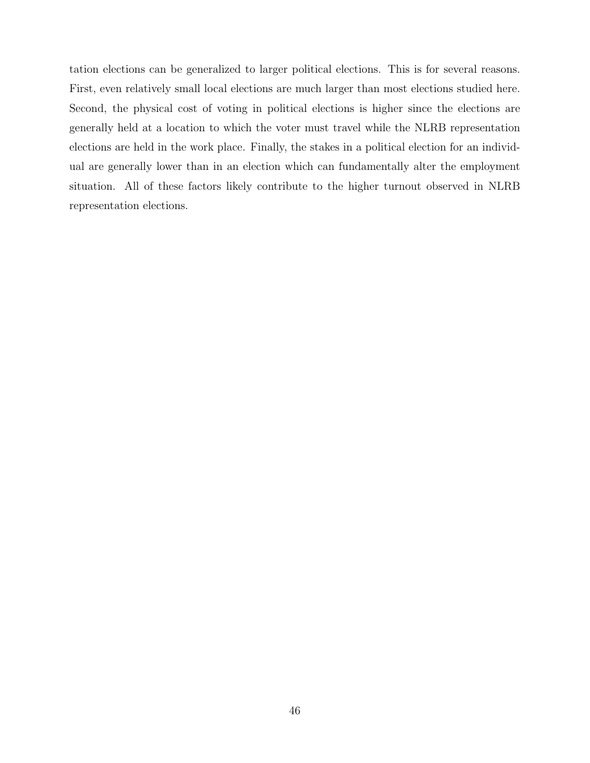tation elections can be generalized to larger political elections. This is for several reasons. First, even relatively small local elections are much larger than most elections studied here. Second, the physical cost of voting in political elections is higher since the elections are generally held at a location to which the voter must travel while the NLRB representation elections are held in the work place. Finally, the stakes in a political election for an individual are generally lower than in an election which can fundamentally alter the employment situation. All of these factors likely contribute to the higher turnout observed in NLRB representation elections.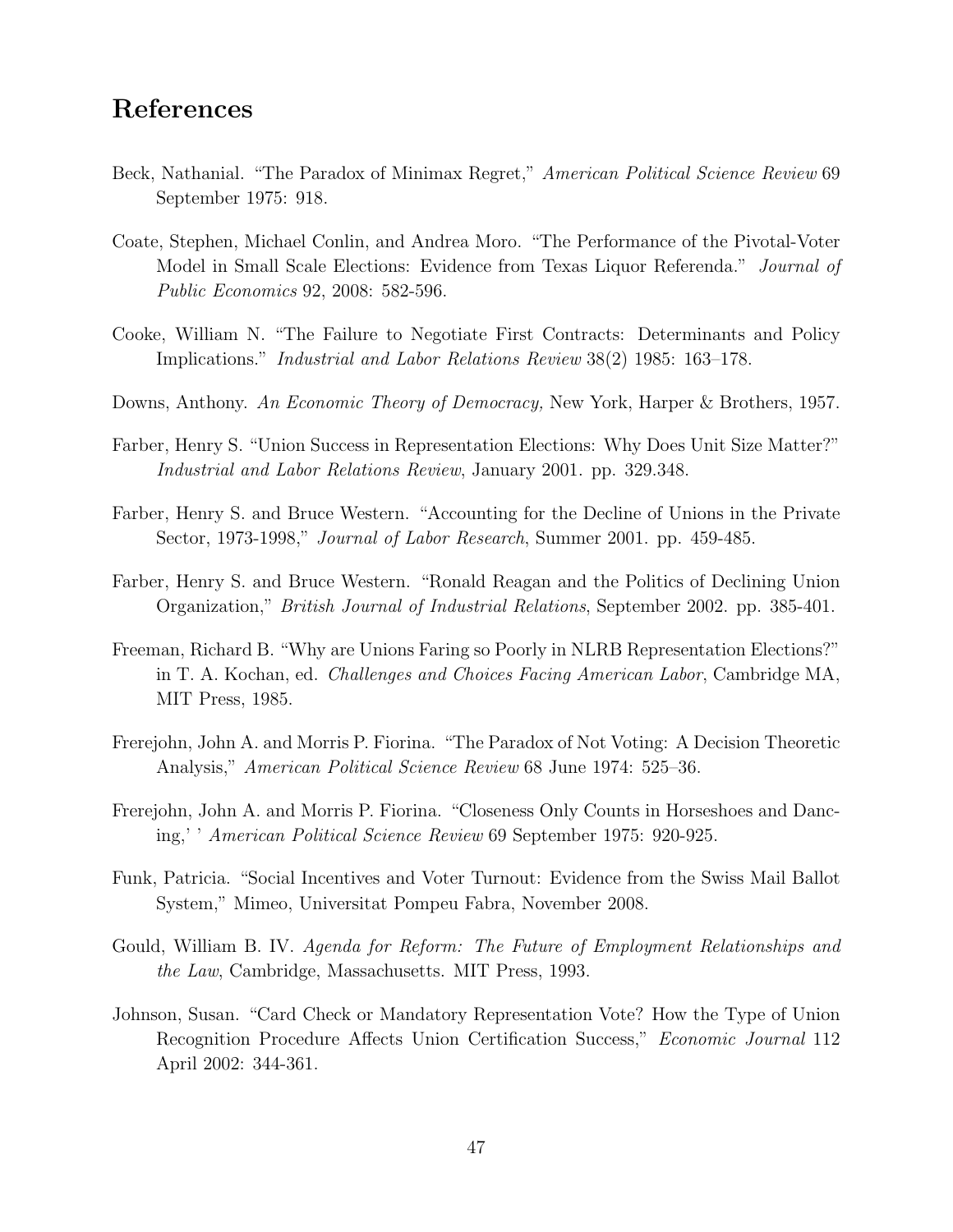## References

Beck, Nathanial. "The Paradox of Minimax Regret," *American Political Science Review* 69 September 1975: 918.

Coate, Stephen, Michael Conlin, and Andrea Moro. "The Performance of the Pivotal-Voter Model in Small Scale Elections: Evidence from Texas Liquor Referenda." *Journal of Public Economics* 92, 2008: 582-596.

Cooke, William N. "The Failure to Negotiate First Contracts: Determinants and Policy Implications." *Industrial and Labor Relations Review* 38(2) 1985: 163–178.

Downs, Anthony. *An Economic Theory of Democracy,* New York, Harper & Brothers, 1957.

Farber, Henry S. "Union Success in Representation Elections: Why Does Unit Size Matter?" *Industrial and Labor Relations Review*, January 2001. pp. 329.348.

Farber, Henry S. and Bruce Western. "Accounting for the Decline of Unions in the Private Sector, 1973-1998," *Journal of Labor Research*, Summer 2001. pp. 459-485.

Farber, Henry S. and Bruce Western. "Ronald Reagan and the Politics of Declining Union Organization," *British Journal of Industrial Relations*, September 2002. pp. 385-401.

Freeman, Richard B. "Why are Unions Faring so Poorly in NLRB Representation Elections?" in T. A. Kochan, ed. *Challenges and Choices Facing American Labor*, Cambridge MA, MIT Press, 1985.

Frerejohn, John A. and Morris P. Fiorina. "The Paradox of Not Voting: A Decision Theoretic Analysis," *American Political Science Review* 68 June 1974: 525–36.

Frerejohn, John A. and Morris P. Fiorina. "Closeness Only Counts in Horseshoes and Dancing,' ' *American Political Science Review* 69 September 1975: 920-925.

Funk, Patricia. "Social Incentives and Voter Turnout: Evidence from the Swiss Mail Ballot System," Mimeo, Universitat Pompeu Fabra, November 2008.

Gould, William B. IV. *Agenda for Reform: The Future of Employment Relationships and the Law*, Cambridge, Massachusetts. MIT Press, 1993.

Johnson, Susan. "Card Check or Mandatory Representation Vote? How the Type of Union Recognition Procedure Affects Union Certification Success," *Economic Journal* 112 April 2002: 344-361.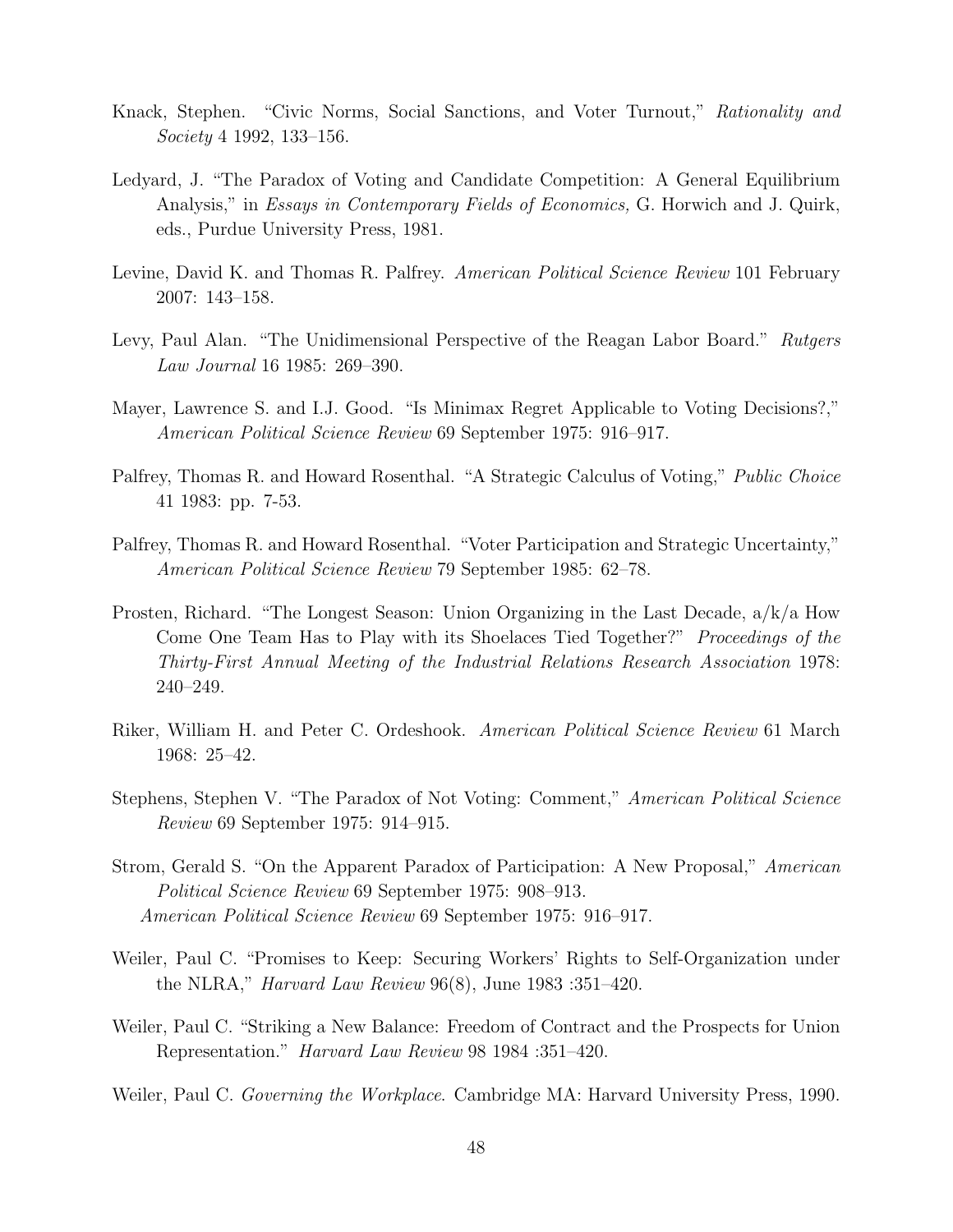Knack, Stephen. “Civic Norms, Social Sanctions, and Voter Turnout,” *Rationality and Society* 4 1992, 133–156.

Ledyard, J. “The Paradox of Voting and Candidate Competition: A General Equilibrium Analysis,” in *Essays in Contemporary Fields of Economics,* G. Horwich and J. Quirk, eds., Purdue University Press, 1981.

Levine, David K. and Thomas R. Palfrey. *American Political Science Review* 101 February 2007: 143–158.

Levy, Paul Alan. “The Unidimensional Perspective of the Reagan Labor Board.” *Rutgers Law Journal* 16 1985: 269–390.

Mayer, Lawrence S. and I.J. Good. “Is Minimax Regret Applicable to Voting Decisions?,” *American Political Science Review* 69 September 1975: 916–917.

Palfrey, Thomas R. and Howard Rosenthal. “A Strategic Calculus of Voting,” *Public Choice* 41 1983: pp. 7-53.

Palfrey, Thomas R. and Howard Rosenthal. “Voter Participation and Strategic Uncertainty,” *American Political Science Review* 79 September 1985: 62–78.

Prosten, Richard. “The Longest Season: Union Organizing in the Last Decade, a/k/a How Come One Team Has to Play with its Shoelaces Tied Together?” *Proceedings of the Thirty-First Annual Meeting of the Industrial Relations Research Association* 1978: 240–249.

Riker, William H. and Peter C. Ordeshook. *American Political Science Review* 61 March 1968: 25–42.

Stephens, Stephen V. “The Paradox of Not Voting: Comment,” *American Political Science Review* 69 September 1975: 914–915.

Strom, Gerald S. “On the Apparent Paradox of Participation: A New Proposal,” *American Political Science Review* 69 September 1975: 908–913.
*American Political Science Review* 69 September 1975: 916–917.

Weiler, Paul C. “Promises to Keep: Securing Workers’ Rights to Self-Organization under the NLRA,” *Harvard Law Review* 96(8), June 1983 :351–420.

Weiler, Paul C. “Striking a New Balance: Freedom of Contract and the Prospects for Union Representation.” *Harvard Law Review* 98 1984 :351–420.

Weiler, Paul C. *Governing the Workplace*. Cambridge MA: Harvard University Press, 1990.